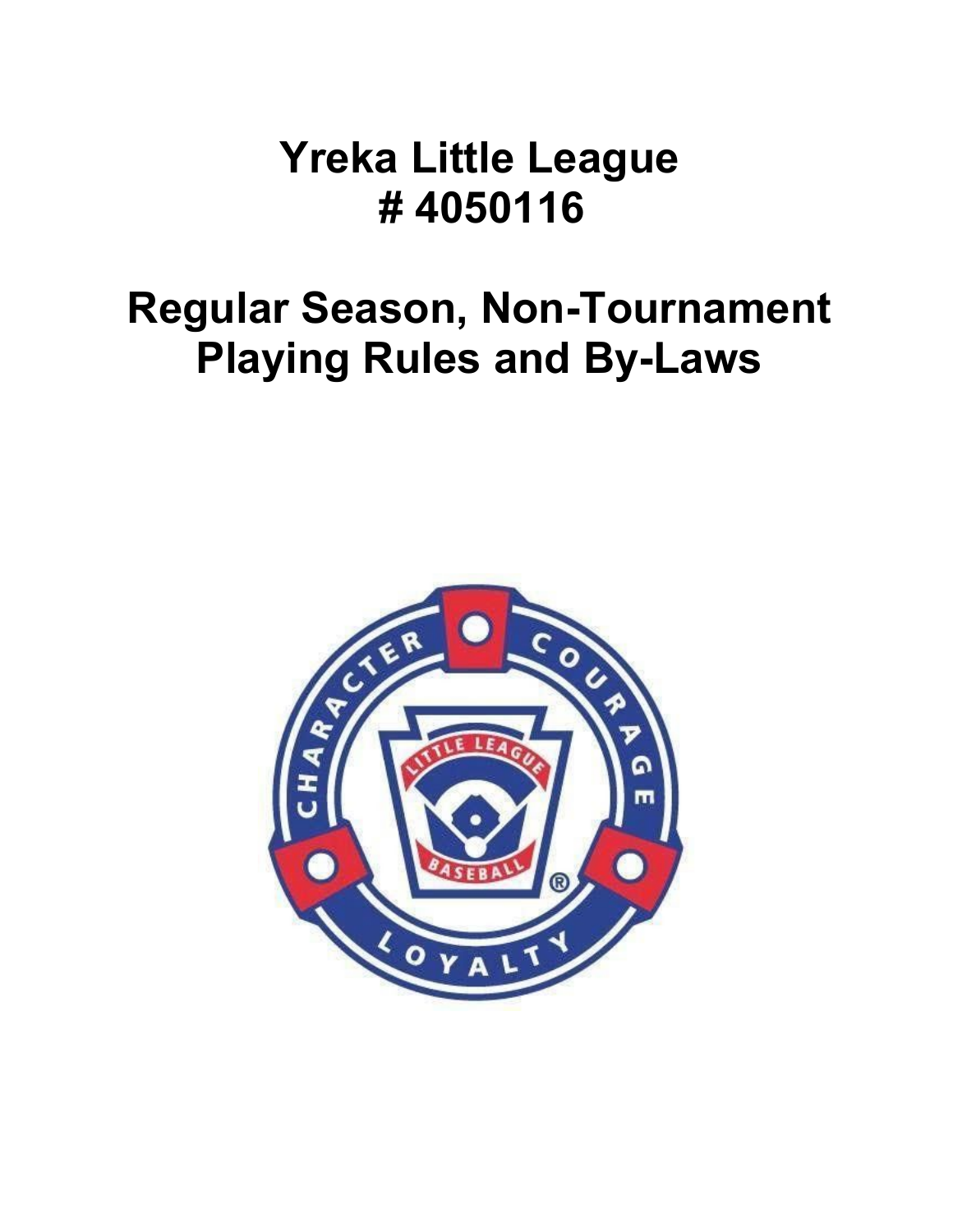# Yreka Little League
# # 4050116

# Regular Season, Non-Tournament Playing Rules and By-Laws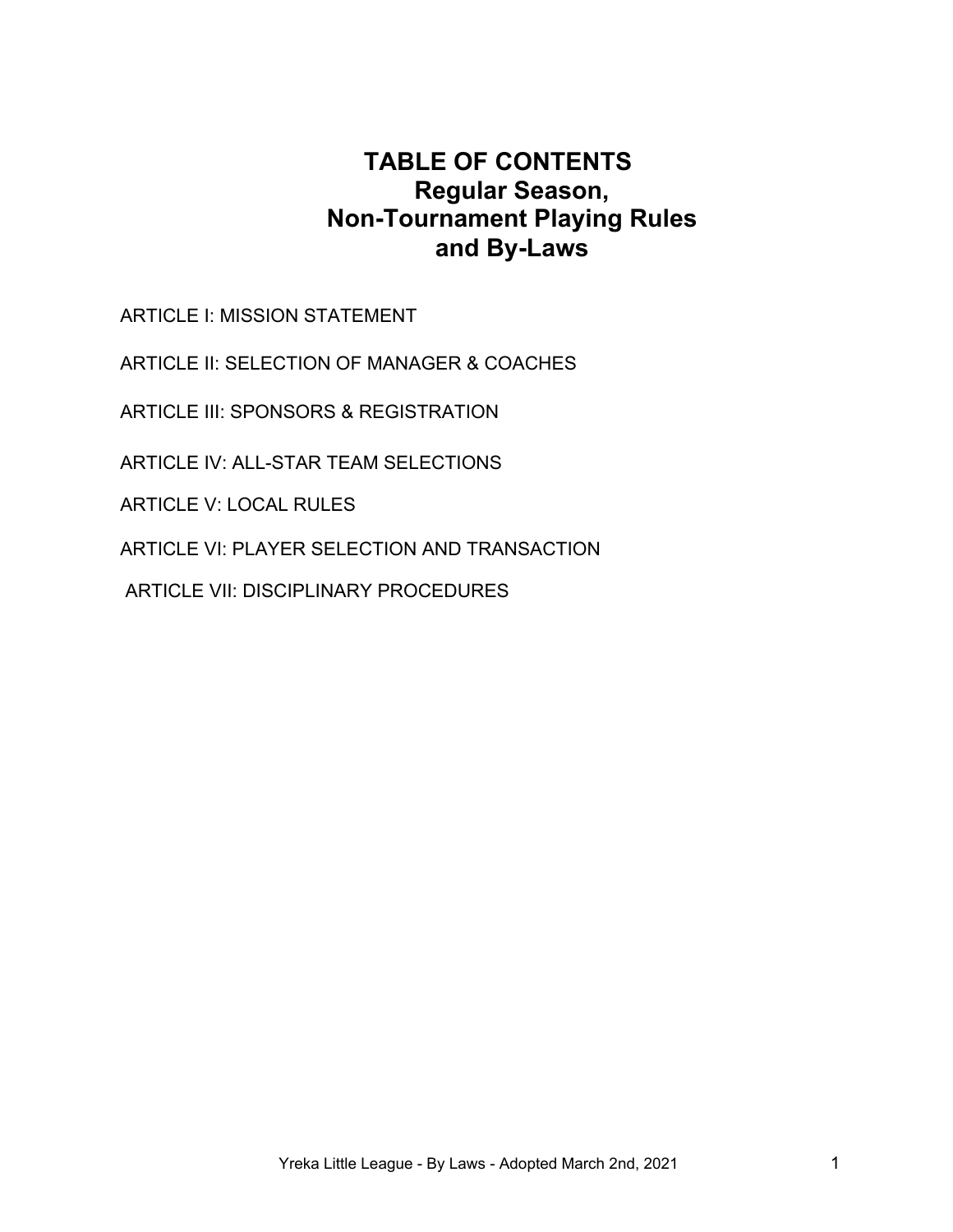# TABLE OF CONTENTS
## Regular Season, Non-Tournament Playing Rules and By-Laws

ARTICLE I: MISSION STATEMENT

ARTICLE II: SELECTION OF MANAGER & COACHES

ARTICLE III: SPONSORS & REGISTRATION

ARTICLE IV: ALL-STAR TEAM SELECTIONS

ARTICLE V: LOCAL RULES

ARTICLE VI: PLAYER SELECTION AND TRANSACTION

ARTICLE VII: DISCIPLINARY PROCEDURES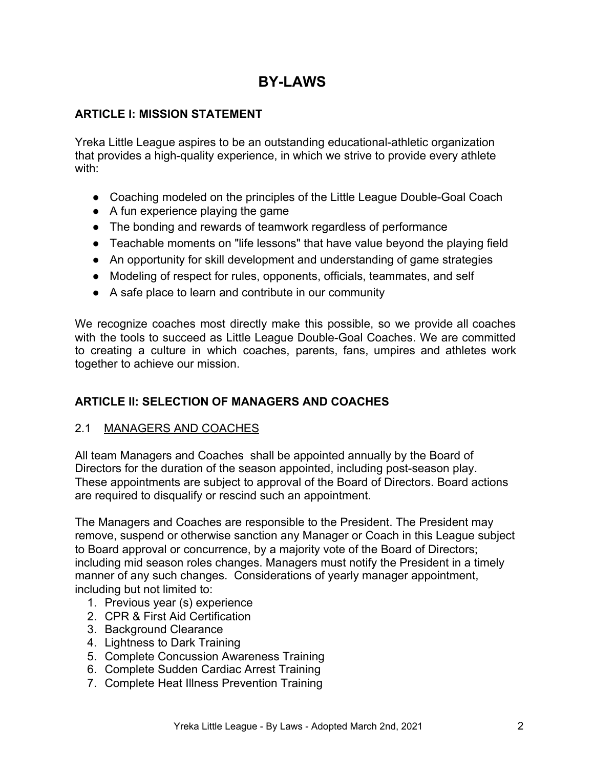# BY-LAWS

## ARTICLE I: MISSION STATEMENT

Yreka Little League aspires to be an outstanding educational-athletic organization that provides a high-quality experience, in which we strive to provide every athlete with:

- Coaching modeled on the principles of the Little League Double-Goal Coach
- A fun experience playing the game
- The bonding and rewards of teamwork regardless of performance
- Teachable moments on "life lessons" that have value beyond the playing field
- An opportunity for skill development and understanding of game strategies
- Modeling of respect for rules, opponents, officials, teammates, and self
- A safe place to learn and contribute in our community

We recognize coaches most directly make this possible, so we provide all coaches with the tools to succeed as Little League Double-Goal Coaches. We are committed to creating a culture in which coaches, parents, fans, umpires and athletes work together to achieve our mission.

## ARTICLE II: SELECTION OF MANAGERS AND COACHES

### 2.1 <u>MANAGERS AND COACHES</u>

All team Managers and Coaches shall be appointed annually by the Board of Directors for the duration of the season appointed, including post-season play. These appointments are subject to approval of the Board of Directors. Board actions are required to disqualify or rescind such an appointment.

The Managers and Coaches are responsible to the President. The President may remove, suspend or otherwise sanction any Manager or Coach in this League subject to Board approval or concurrence, by a majority vote of the Board of Directors; including mid season roles changes. Managers must notify the President in a timely manner of any such changes. Considerations of yearly manager appointment, including but not limited to:

1. Previous year (s) experience
2. CPR & First Aid Certification
3. Background Clearance
4. Lightness to Dark Training
5. Complete Concussion Awareness Training
6. Complete Sudden Cardiac Arrest Training
7. Complete Heat Illness Prevention Training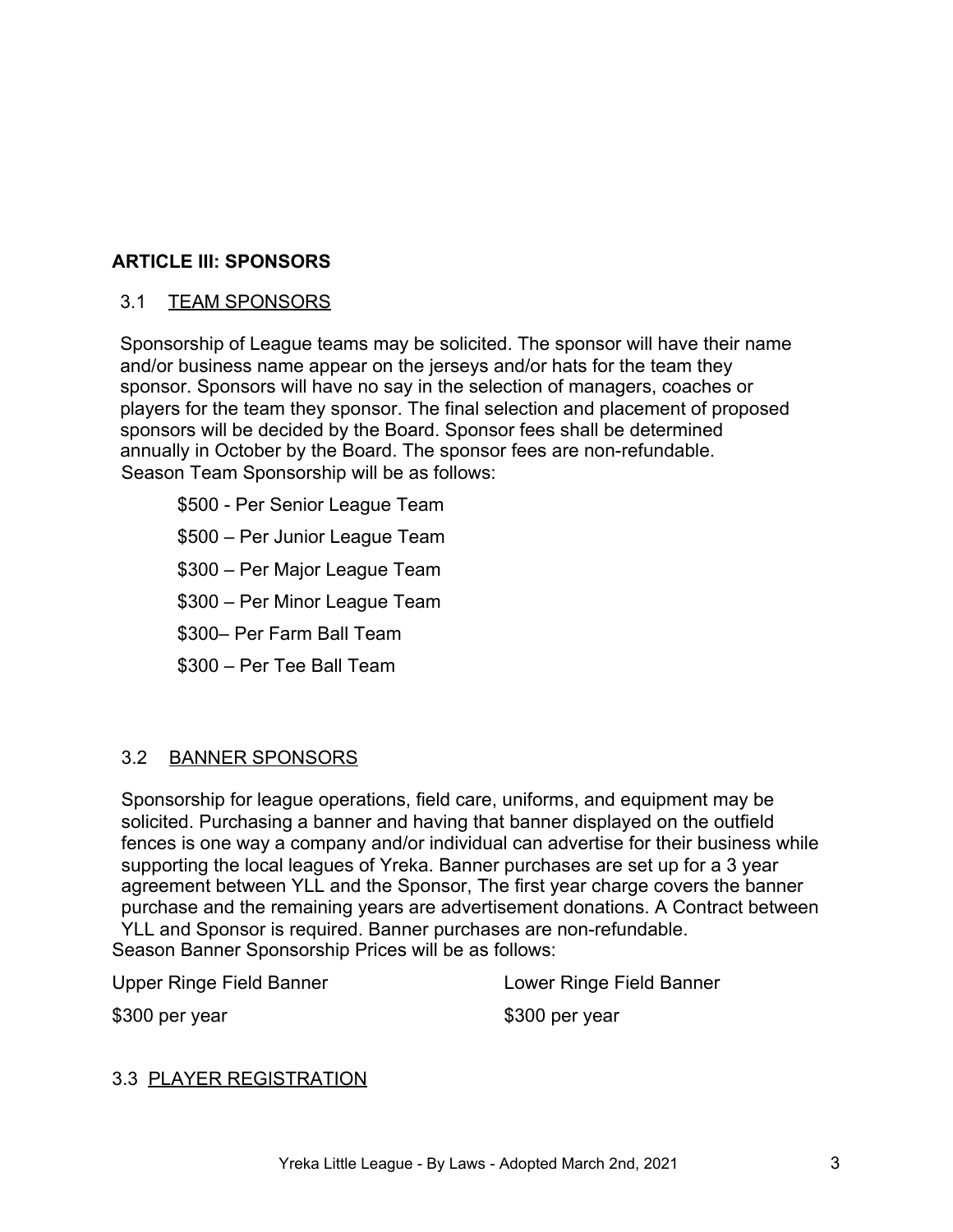## ARTICLE III: SPONSORS

### 3.1 TEAM SPONSORS

Sponsorship of League teams may be solicited. The sponsor will have their name and/or business name appear on the jerseys and/or hats for the team they sponsor. Sponsors will have no say in the selection of managers, coaches or players for the team they sponsor. The final selection and placement of proposed sponsors will be decided by the Board. Sponsor fees shall be determined annually in October by the Board. The sponsor fees are non-refundable. Season Team Sponsorship will be as follows:

$500 - Per Senior League Team

$500 – Per Junior League Team

$300 – Per Major League Team

$300 – Per Minor League Team

$300– Per Farm Ball Team

$300 – Per Tee Ball Team

### 3.2 BANNER SPONSORS

Sponsorship for league operations, field care, uniforms, and equipment may be solicited. Purchasing a banner and having that banner displayed on the outfield fences is one way a company and/or individual can advertise for their business while supporting the local leagues of Yreka. Banner purchases are set up for a 3 year agreement between YLL and the Sponsor, The first year charge covers the banner purchase and the remaining years are advertisement donations. A Contract between YLL and Sponsor is required. Banner purchases are non-refundable.
Season Banner Sponsorship Prices will be as follows:

| Upper Ringe Field Banner | Lower Ringe Field Banner |
|---|---|
| $300 per year | $300 per year |

### 3.3 PLAYER REGISTRATION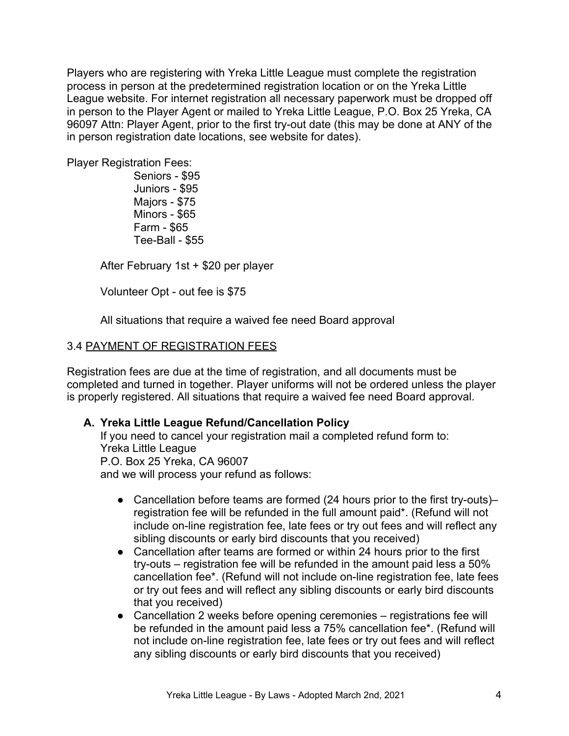Players who are registering with Yreka Little League must complete the registration process in person at the predetermined registration location or on the Yreka Little League website. For internet registration all necessary paperwork must be dropped off in person to the Player Agent or mailed to Yreka Little League, P.O. Box 25 Yreka, CA 96097 Attn: Player Agent, prior to the first try-out date (this may be done at ANY of the in person registration date locations, see website for dates).

Player Registration Fees:

- Seniors - $95
- Juniors - $95
- Majors - $75
- Minors - $65
- Farm - $65
- Tee-Ball - $55

After February 1st + $20 per player

Volunteer Opt - out fee is $75

All situations that require a waived fee need Board approval

3.4 <u>PAYMENT OF REGISTRATION FEES</u>

Registration fees are due at the time of registration, and all documents must be completed and turned in together. Player uniforms will not be ordered unless the player is properly registered. All situations that require a waived fee need Board approval.

**A. Yreka Little League Refund/Cancellation Policy**

If you need to cancel your registration mail a completed refund form to:
Yreka Little League
P.O. Box 25 Yreka, CA 96007
and we will process your refund as follows:

- Cancellation before teams are formed (24 hours prior to the first try-outs)– registration fee will be refunded in the full amount paid*. (Refund will not include on-line registration fee, late fees or try out fees and will reflect any sibling discounts or early bird discounts that you received)
- Cancellation after teams are formed or within 24 hours prior to the first try-outs – registration fee will be refunded in the amount paid less a 50% cancellation fee*. (Refund will not include on-line registration fee, late fees or try out fees and will reflect any sibling discounts or early bird discounts that you received)
- Cancellation 2 weeks before opening ceremonies – registrations fee will be refunded in the amount paid less a 75% cancellation fee*. (Refund will not include on-line registration fee, late fees or try out fees and will reflect any sibling discounts or early bird discounts that you received)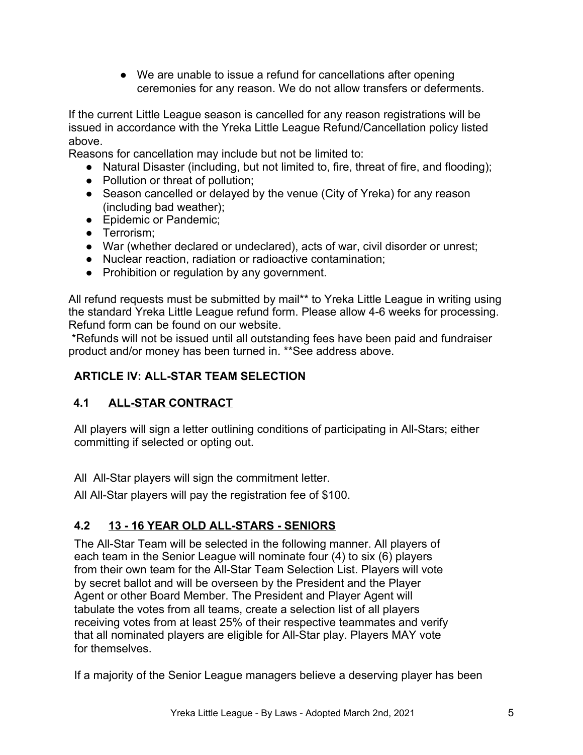- We are unable to issue a refund for cancellations after opening ceremonies for any reason. We do not allow transfers or deferments.

If the current Little League season is cancelled for any reason registrations will be issued in accordance with the Yreka Little League Refund/Cancellation policy listed above.

Reasons for cancellation may include but not be limited to:

- Natural Disaster (including, but not limited to, fire, threat of fire, and flooding);
- Pollution or threat of pollution;
- Season cancelled or delayed by the venue (City of Yreka) for any reason (including bad weather);
- Epidemic or Pandemic;
- Terrorism;
- War (whether declared or undeclared), acts of war, civil disorder or unrest;
- Nuclear reaction, radiation or radioactive contamination;
- Prohibition or regulation by any government.

All refund requests must be submitted by mail** to Yreka Little League in writing using the standard Yreka Little League refund form. Please allow 4-6 weeks for processing. Refund form can be found on our website.

*Refunds will not be issued until all outstanding fees have been paid and fundraiser product and/or money has been turned in. **See address above.

## ARTICLE IV: ALL-STAR TEAM SELECTION

### 4.1 <u>ALL-STAR CONTRACT</u>

All players will sign a letter outlining conditions of participating in All-Stars; either committing if selected or opting out.

All All-Star players will sign the commitment letter.

All All-Star players will pay the registration fee of $100.

### 4.2 <u>13 - 16 YEAR OLD ALL-STARS - SENIORS</u>

The All-Star Team will be selected in the following manner. All players of each team in the Senior League will nominate four (4) to six (6) players from their own team for the All-Star Team Selection List. Players will vote by secret ballot and will be overseen by the President and the Player Agent or other Board Member. The President and Player Agent will tabulate the votes from all teams, create a selection list of all players receiving votes from at least 25% of their respective teammates and verify that all nominated players are eligible for All-Star play. Players MAY vote for themselves.

If a majority of the Senior League managers believe a deserving player has been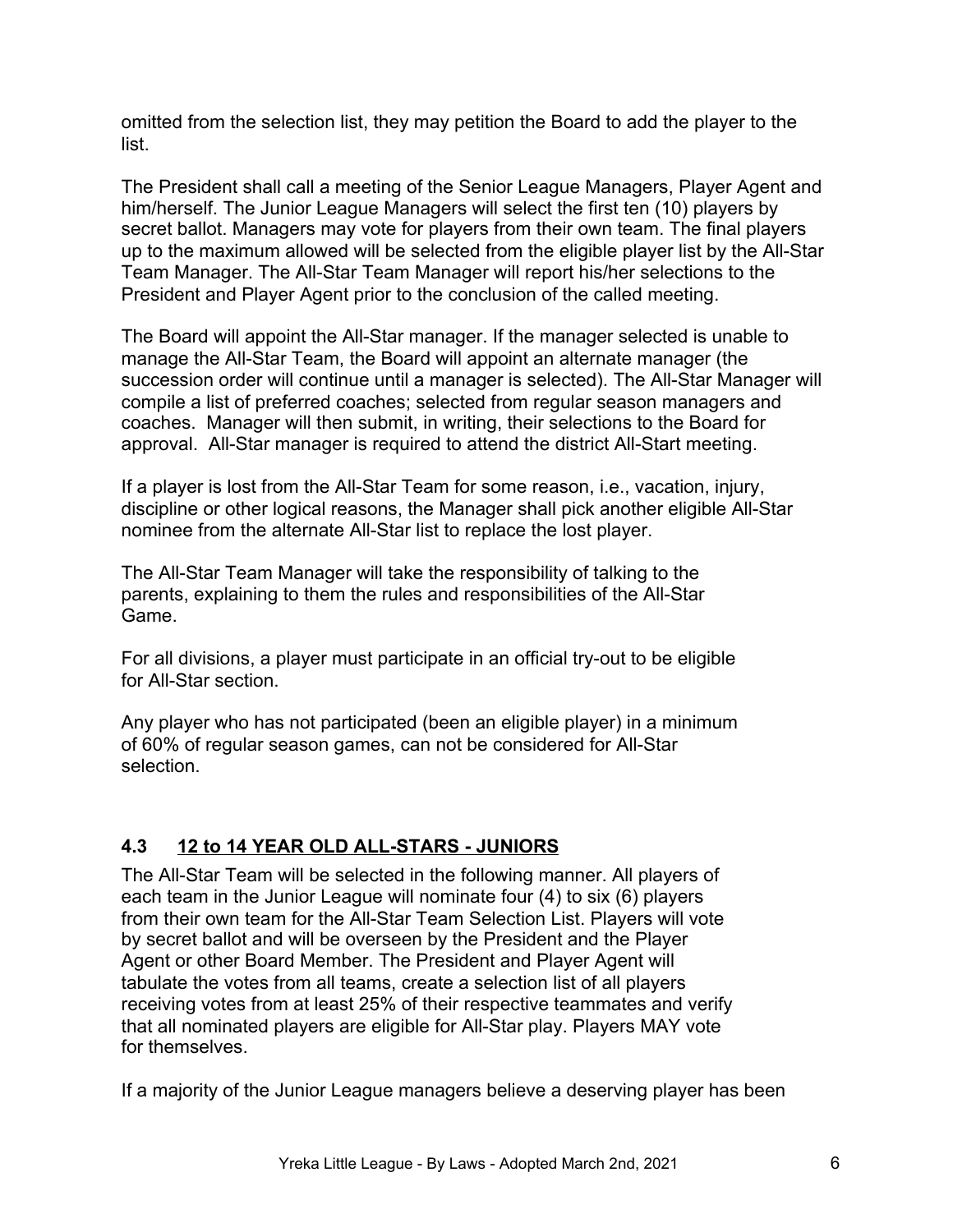omitted from the selection list, they may petition the Board to add the player to the list.

The President shall call a meeting of the Senior League Managers, Player Agent and him/herself. The Junior League Managers will select the first ten (10) players by secret ballot. Managers may vote for players from their own team. The final players up to the maximum allowed will be selected from the eligible player list by the All-Star Team Manager. The All-Star Team Manager will report his/her selections to the President and Player Agent prior to the conclusion of the called meeting.

The Board will appoint the All-Star manager. If the manager selected is unable to manage the All-Star Team, the Board will appoint an alternate manager (the succession order will continue until a manager is selected). The All-Star Manager will compile a list of preferred coaches; selected from regular season managers and coaches. Manager will then submit, in writing, their selections to the Board for approval. All-Star manager is required to attend the district All-Start meeting.

If a player is lost from the All-Star Team for some reason, i.e., vacation, injury, discipline or other logical reasons, the Manager shall pick another eligible All-Star nominee from the alternate All-Star list to replace the lost player.

The All-Star Team Manager will take the responsibility of talking to the parents, explaining to them the rules and responsibilities of the All-Star Game.

For all divisions, a player must participate in an official try-out to be eligible for All-Star section.

Any player who has not participated (been an eligible player) in a minimum of 60% of regular season games, can not be considered for All-Star selection.

### 4.3 12 to 14 YEAR OLD ALL-STARS - JUNIORS

The All-Star Team will be selected in the following manner. All players of each team in the Junior League will nominate four (4) to six (6) players from their own team for the All-Star Team Selection List. Players will vote by secret ballot and will be overseen by the President and the Player Agent or other Board Member. The President and Player Agent will tabulate the votes from all teams, create a selection list of all players receiving votes from at least 25% of their respective teammates and verify that all nominated players are eligible for All-Star play. Players MAY vote for themselves.

If a majority of the Junior League managers believe a deserving player has been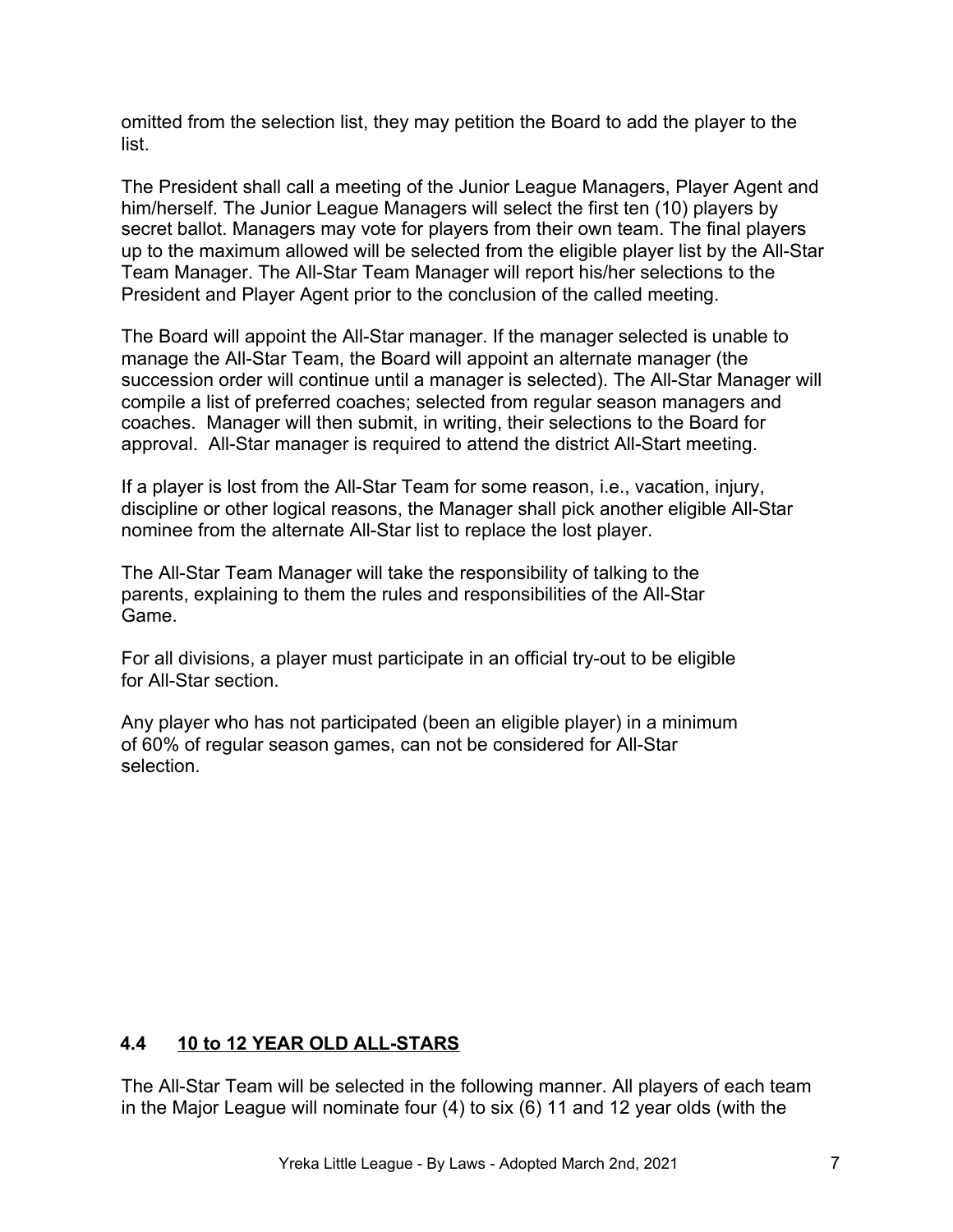omitted from the selection list, they may petition the Board to add the player to the list.

The President shall call a meeting of the Junior League Managers, Player Agent and him/herself. The Junior League Managers will select the first ten (10) players by secret ballot. Managers may vote for players from their own team. The final players up to the maximum allowed will be selected from the eligible player list by the All-Star Team Manager. The All-Star Team Manager will report his/her selections to the President and Player Agent prior to the conclusion of the called meeting.

The Board will appoint the All-Star manager. If the manager selected is unable to manage the All-Star Team, the Board will appoint an alternate manager (the succession order will continue until a manager is selected). The All-Star Manager will compile a list of preferred coaches; selected from regular season managers and coaches. Manager will then submit, in writing, their selections to the Board for approval. All-Star manager is required to attend the district All-Start meeting.

If a player is lost from the All-Star Team for some reason, i.e., vacation, injury, discipline or other logical reasons, the Manager shall pick another eligible All-Star nominee from the alternate All-Star list to replace the lost player.

The All-Star Team Manager will take the responsibility of talking to the parents, explaining to them the rules and responsibilities of the All-Star Game.

For all divisions, a player must participate in an official try-out to be eligible for All-Star section.

Any player who has not participated (been an eligible player) in a minimum of 60% of regular season games, can not be considered for All-Star selection.

### 4.4 <u>10 to 12 YEAR OLD ALL-STARS</u>

The All-Star Team will be selected in the following manner. All players of each team in the Major League will nominate four (4) to six (6) 11 and 12 year olds (with the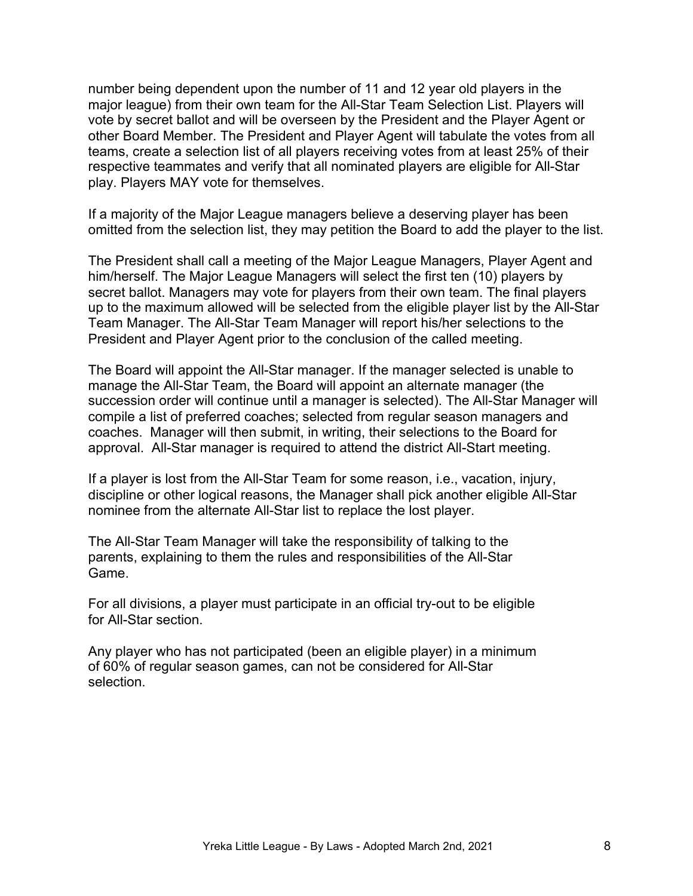number being dependent upon the number of 11 and 12 year old players in the major league) from their own team for the All-Star Team Selection List. Players will vote by secret ballot and will be overseen by the President and the Player Agent or other Board Member. The President and Player Agent will tabulate the votes from all teams, create a selection list of all players receiving votes from at least 25% of their respective teammates and verify that all nominated players are eligible for All-Star play. Players MAY vote for themselves.

If a majority of the Major League managers believe a deserving player has been omitted from the selection list, they may petition the Board to add the player to the list.

The President shall call a meeting of the Major League Managers, Player Agent and him/herself. The Major League Managers will select the first ten (10) players by secret ballot. Managers may vote for players from their own team. The final players up to the maximum allowed will be selected from the eligible player list by the All-Star Team Manager. The All-Star Team Manager will report his/her selections to the President and Player Agent prior to the conclusion of the called meeting.

The Board will appoint the All-Star manager. If the manager selected is unable to manage the All-Star Team, the Board will appoint an alternate manager (the succession order will continue until a manager is selected). The All-Star Manager will compile a list of preferred coaches; selected from regular season managers and coaches. Manager will then submit, in writing, their selections to the Board for approval. All-Star manager is required to attend the district All-Start meeting.

If a player is lost from the All-Star Team for some reason, i.e., vacation, injury, discipline or other logical reasons, the Manager shall pick another eligible All-Star nominee from the alternate All-Star list to replace the lost player.

The All-Star Team Manager will take the responsibility of talking to the parents, explaining to them the rules and responsibilities of the All-Star Game.

For all divisions, a player must participate in an official try-out to be eligible for All-Star section.

Any player who has not participated (been an eligible player) in a minimum of 60% of regular season games, can not be considered for All-Star selection.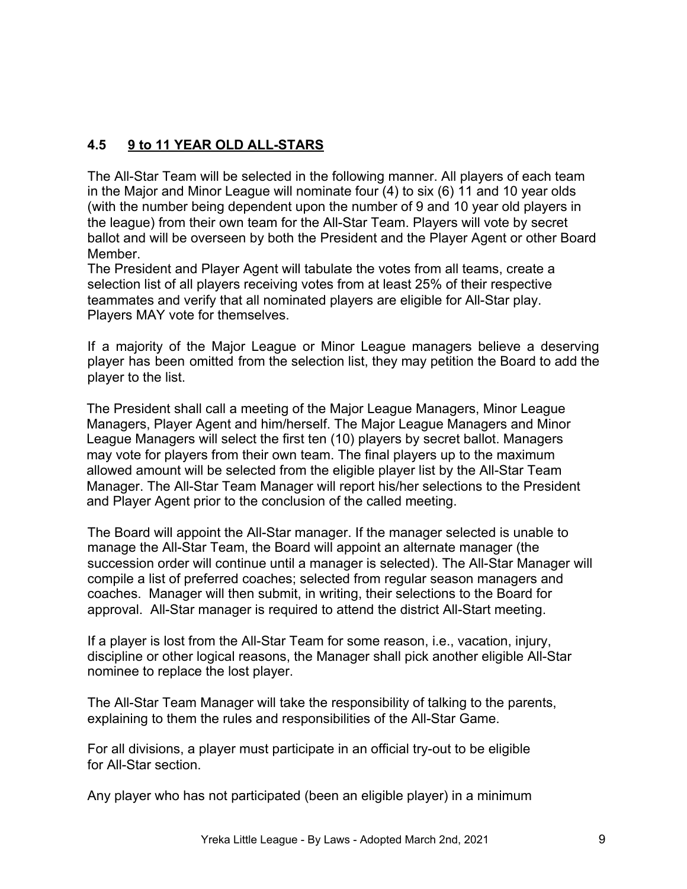## 4.5 9 to 11 YEAR OLD ALL-STARS

The All-Star Team will be selected in the following manner. All players of each team in the Major and Minor League will nominate four (4) to six (6) 11 and 10 year olds (with the number being dependent upon the number of 9 and 10 year old players in the league) from their own team for the All-Star Team. Players will vote by secret ballot and will be overseen by both the President and the Player Agent or other Board Member.
The President and Player Agent will tabulate the votes from all teams, create a selection list of all players receiving votes from at least 25% of their respective teammates and verify that all nominated players are eligible for All-Star play. Players MAY vote for themselves.

If a majority of the Major League or Minor League managers believe a deserving player has been omitted from the selection list, they may petition the Board to add the player to the list.

The President shall call a meeting of the Major League Managers, Minor League Managers, Player Agent and him/herself. The Major League Managers and Minor League Managers will select the first ten (10) players by secret ballot. Managers may vote for players from their own team. The final players up to the maximum allowed amount will be selected from the eligible player list by the All-Star Team Manager. The All-Star Team Manager will report his/her selections to the President and Player Agent prior to the conclusion of the called meeting.

The Board will appoint the All-Star manager. If the manager selected is unable to manage the All-Star Team, the Board will appoint an alternate manager (the succession order will continue until a manager is selected). The All-Star Manager will compile a list of preferred coaches; selected from regular season managers and coaches. Manager will then submit, in writing, their selections to the Board for approval. All-Star manager is required to attend the district All-Start meeting.

If a player is lost from the All-Star Team for some reason, i.e., vacation, injury, discipline or other logical reasons, the Manager shall pick another eligible All-Star nominee to replace the lost player.

The All-Star Team Manager will take the responsibility of talking to the parents, explaining to them the rules and responsibilities of the All-Star Game.

For all divisions, a player must participate in an official try-out to be eligible for All-Star section.

Any player who has not participated (been an eligible player) in a minimum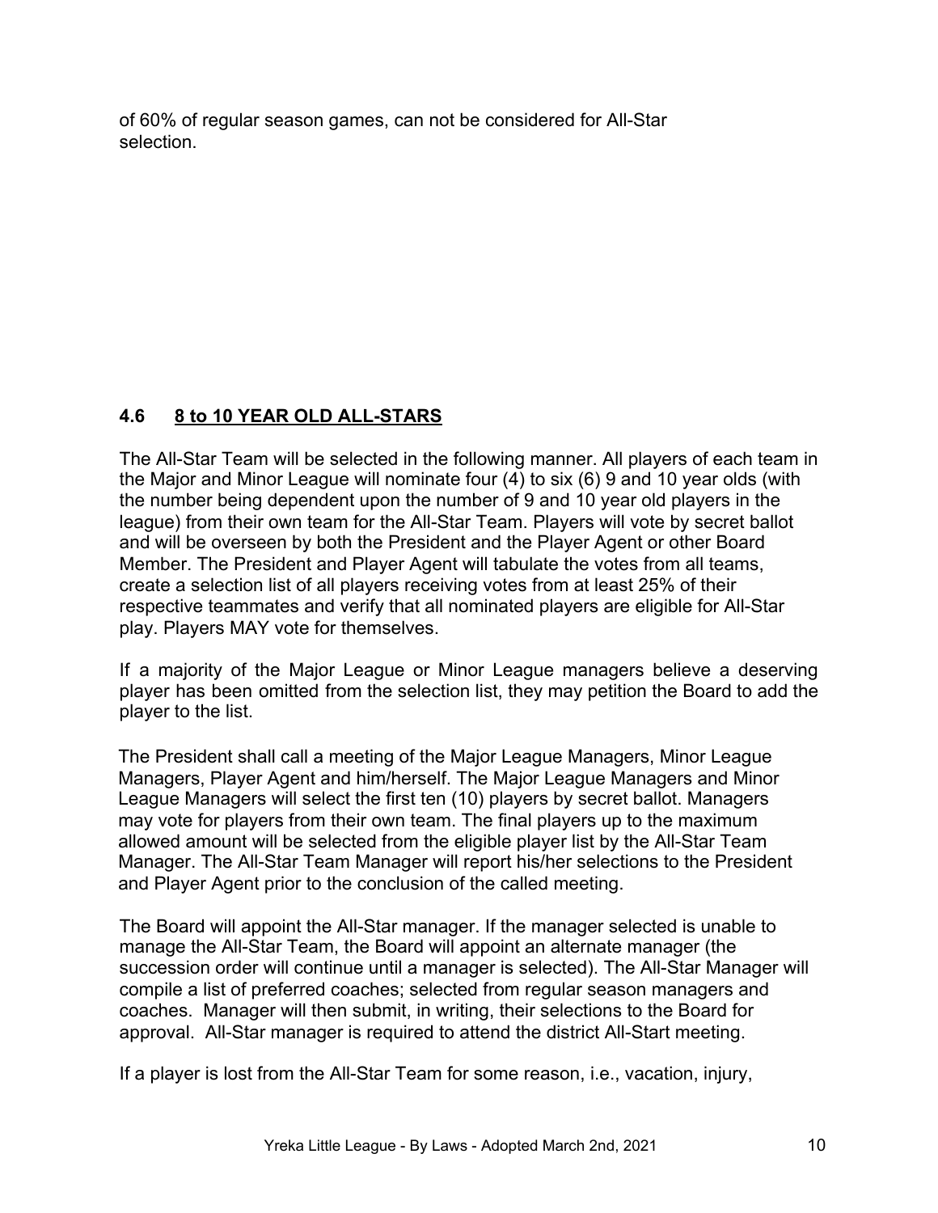of 60% of regular season games, can not be considered for All-Star selection.

## 4.6 8 to 10 YEAR OLD ALL-STARS

The All-Star Team will be selected in the following manner. All players of each team in the Major and Minor League will nominate four (4) to six (6) 9 and 10 year olds (with the number being dependent upon the number of 9 and 10 year old players in the league) from their own team for the All-Star Team. Players will vote by secret ballot and will be overseen by both the President and the Player Agent or other Board Member. The President and Player Agent will tabulate the votes from all teams, create a selection list of all players receiving votes from at least 25% of their respective teammates and verify that all nominated players are eligible for All-Star play. Players MAY vote for themselves.

If a majority of the Major League or Minor League managers believe a deserving player has been omitted from the selection list, they may petition the Board to add the player to the list.

The President shall call a meeting of the Major League Managers, Minor League Managers, Player Agent and him/herself. The Major League Managers and Minor League Managers will select the first ten (10) players by secret ballot. Managers may vote for players from their own team. The final players up to the maximum allowed amount will be selected from the eligible player list by the All-Star Team Manager. The All-Star Team Manager will report his/her selections to the President and Player Agent prior to the conclusion of the called meeting.

The Board will appoint the All-Star manager. If the manager selected is unable to manage the All-Star Team, the Board will appoint an alternate manager (the succession order will continue until a manager is selected). The All-Star Manager will compile a list of preferred coaches; selected from regular season managers and coaches. Manager will then submit, in writing, their selections to the Board for approval. All-Star manager is required to attend the district All-Start meeting.

If a player is lost from the All-Star Team for some reason, i.e., vacation, injury,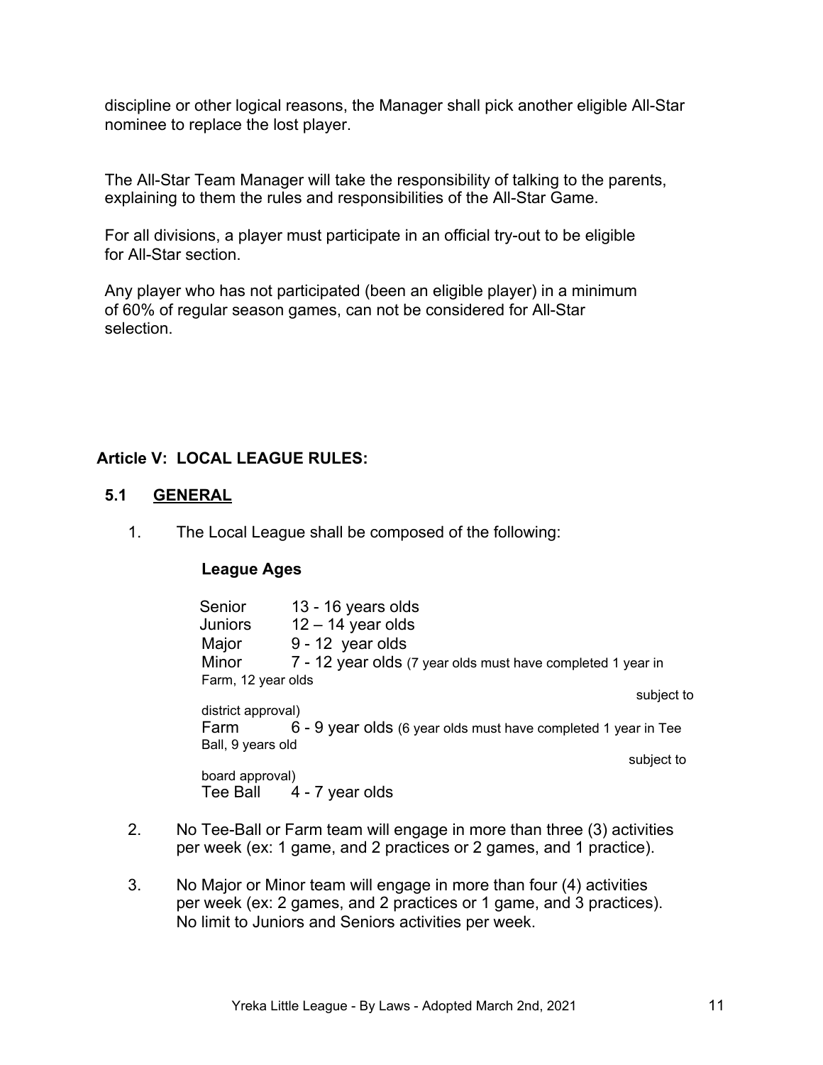discipline or other logical reasons, the Manager shall pick another eligible All-Star nominee to replace the lost player.

The All-Star Team Manager will take the responsibility of talking to the parents, explaining to them the rules and responsibilities of the All-Star Game.

For all divisions, a player must participate in an official try-out to be eligible for All-Star section.

Any player who has not participated (been an eligible player) in a minimum of 60% of regular season games, can not be considered for All-Star selection.

## Article V: LOCAL LEAGUE RULES:

### 5.1 GENERAL

1. The Local League shall be composed of the following:

   **League Ages**

   Senior 13 - 16 years olds
   Juniors 12 – 14 year olds
   Major 9 - 12 year olds
   Minor 7 - 12 year olds (7 year olds must have completed 1 year in Farm, 12 year olds subject to district approval)
   Farm 6 - 9 year olds (6 year olds must have completed 1 year in Tee Ball, 9 years old subject to board approval)
   Tee Ball 4 - 7 year olds

2. No Tee-Ball or Farm team will engage in more than three (3) activities per week (ex: 1 game, and 2 practices or 2 games, and 1 practice).

3. No Major or Minor team will engage in more than four (4) activities per week (ex: 2 games, and 2 practices or 1 game, and 3 practices). No limit to Juniors and Seniors activities per week.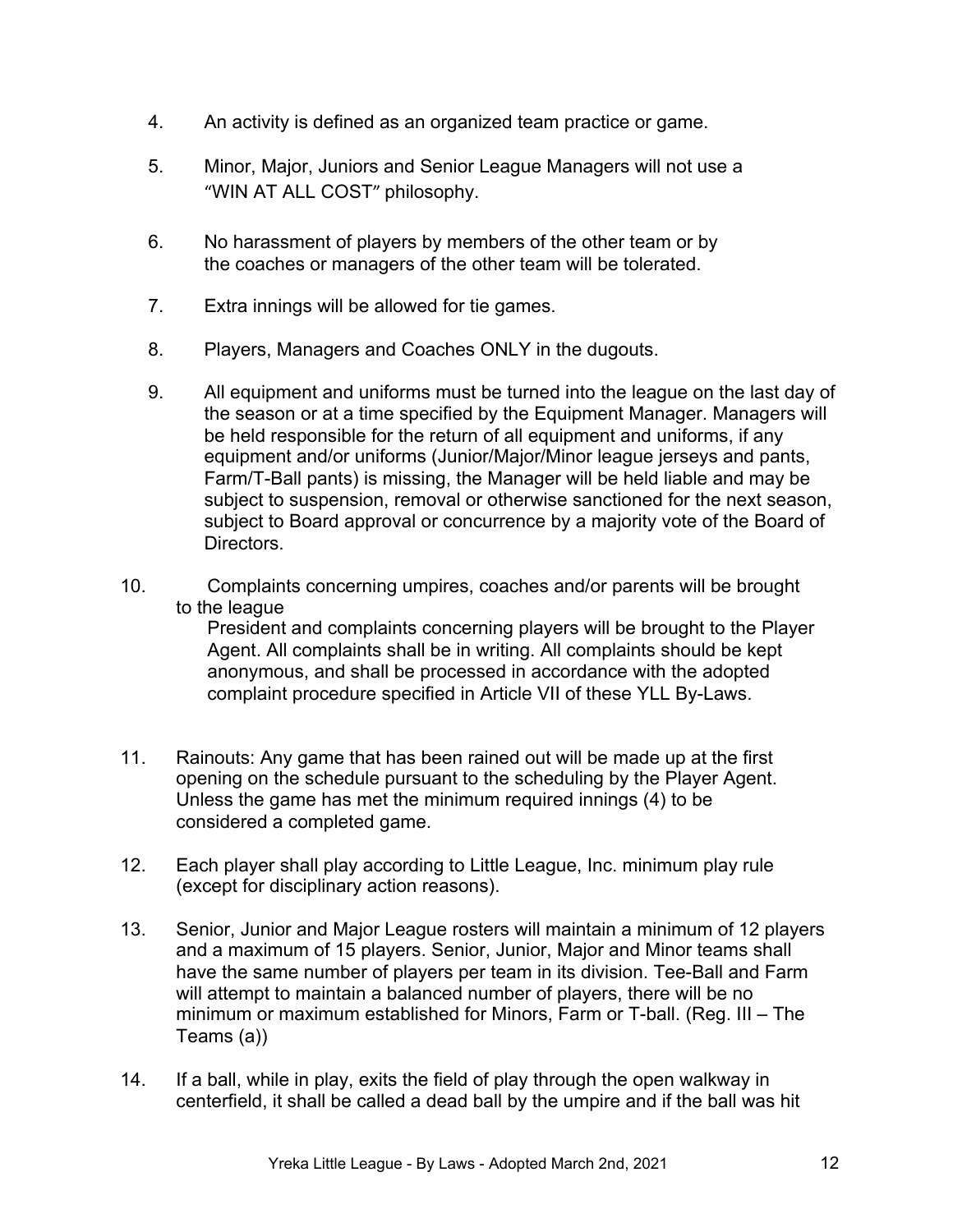4. An activity is defined as an organized team practice or game.

5. Minor, Major, Juniors and Senior League Managers will not use a "WIN AT ALL COST" philosophy.

6. No harassment of players by members of the other team or by the coaches or managers of the other team will be tolerated.

7. Extra innings will be allowed for tie games.

8. Players, Managers and Coaches ONLY in the dugouts.

9. All equipment and uniforms must be turned into the league on the last day of the season or at a time specified by the Equipment Manager. Managers will be held responsible for the return of all equipment and uniforms, if any equipment and/or uniforms (Junior/Major/Minor league jerseys and pants, Farm/T-Ball pants) is missing, the Manager will be held liable and may be subject to suspension, removal or otherwise sanctioned for the next season, subject to Board approval or concurrence by a majority vote of the Board of Directors.

10. Complaints concerning umpires, coaches and/or parents will be brought to the league President and complaints concerning players will be brought to the Player Agent. All complaints shall be in writing. All complaints should be kept anonymous, and shall be processed in accordance with the adopted complaint procedure specified in Article VII of these YLL By-Laws.

11. Rainouts: Any game that has been rained out will be made up at the first opening on the schedule pursuant to the scheduling by the Player Agent. Unless the game has met the minimum required innings (4) to be considered a completed game.

12. Each player shall play according to Little League, Inc. minimum play rule (except for disciplinary action reasons).

13. Senior, Junior and Major League rosters will maintain a minimum of 12 players and a maximum of 15 players. Senior, Junior, Major and Minor teams shall have the same number of players per team in its division. Tee-Ball and Farm will attempt to maintain a balanced number of players, there will be no minimum or maximum established for Minors, Farm or T-ball. (Reg. III – The Teams (a))

14. If a ball, while in play, exits the field of play through the open walkway in centerfield, it shall be called a dead ball by the umpire and if the ball was hit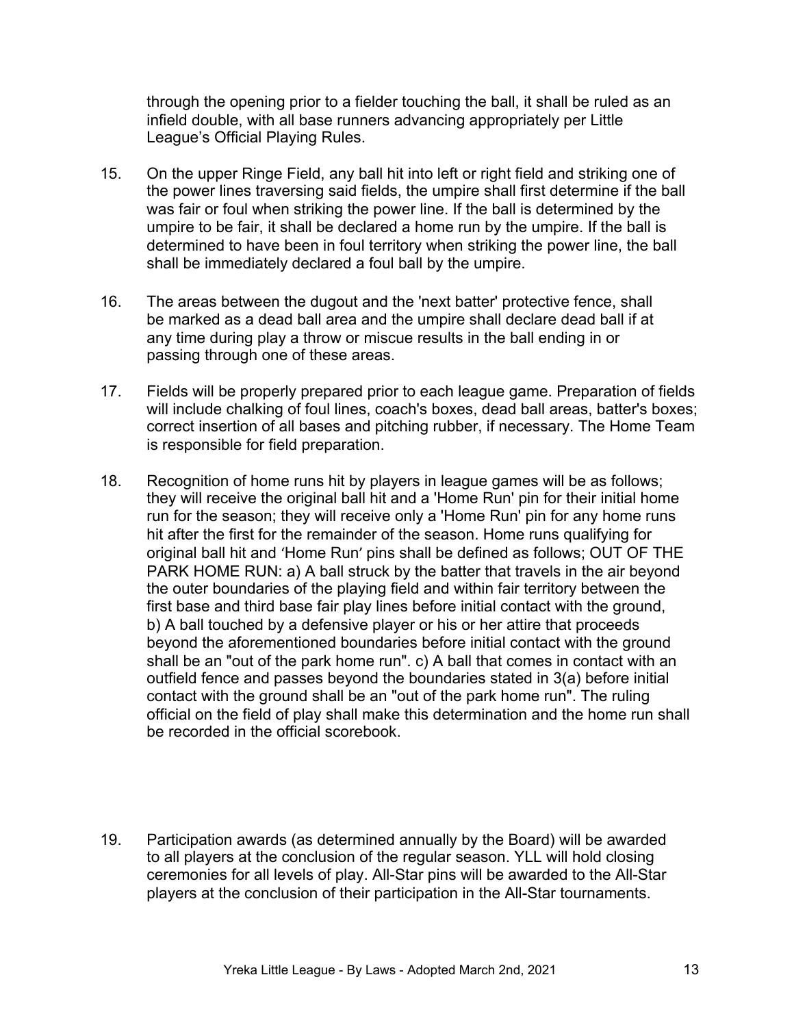through the opening prior to a fielder touching the ball, it shall be ruled as an infield double, with all base runners advancing appropriately per Little League's Official Playing Rules.

15. On the upper Ringe Field, any ball hit into left or right field and striking one of the power lines traversing said fields, the umpire shall first determine if the ball was fair or foul when striking the power line. If the ball is determined by the umpire to be fair, it shall be declared a home run by the umpire. If the ball is determined to have been in foul territory when striking the power line, the ball shall be immediately declared a foul ball by the umpire.

16. The areas between the dugout and the 'next batter' protective fence, shall be marked as a dead ball area and the umpire shall declare dead ball if at any time during play a throw or miscue results in the ball ending in or passing through one of these areas.

17. Fields will be properly prepared prior to each league game. Preparation of fields will include chalking of foul lines, coach's boxes, dead ball areas, batter's boxes; correct insertion of all bases and pitching rubber, if necessary. The Home Team is responsible for field preparation.

18. Recognition of home runs hit by players in league games will be as follows; they will receive the original ball hit and a 'Home Run' pin for their initial home run for the season; they will receive only a 'Home Run' pin for any home runs hit after the first for the remainder of the season. Home runs qualifying for original ball hit and 'Home Run' pins shall be defined as follows; OUT OF THE PARK HOME RUN: a) A ball struck by the batter that travels in the air beyond the outer boundaries of the playing field and within fair territory between the first base and third base fair play lines before initial contact with the ground, b) A ball touched by a defensive player or his or her attire that proceeds beyond the aforementioned boundaries before initial contact with the ground shall be an "out of the park home run". c) A ball that comes in contact with an outfield fence and passes beyond the boundaries stated in 3(a) before initial contact with the ground shall be an "out of the park home run". The ruling official on the field of play shall make this determination and the home run shall be recorded in the official scorebook.

19. Participation awards (as determined annually by the Board) will be awarded to all players at the conclusion of the regular season. YLL will hold closing ceremonies for all levels of play. All-Star pins will be awarded to the All-Star players at the conclusion of their participation in the All-Star tournaments.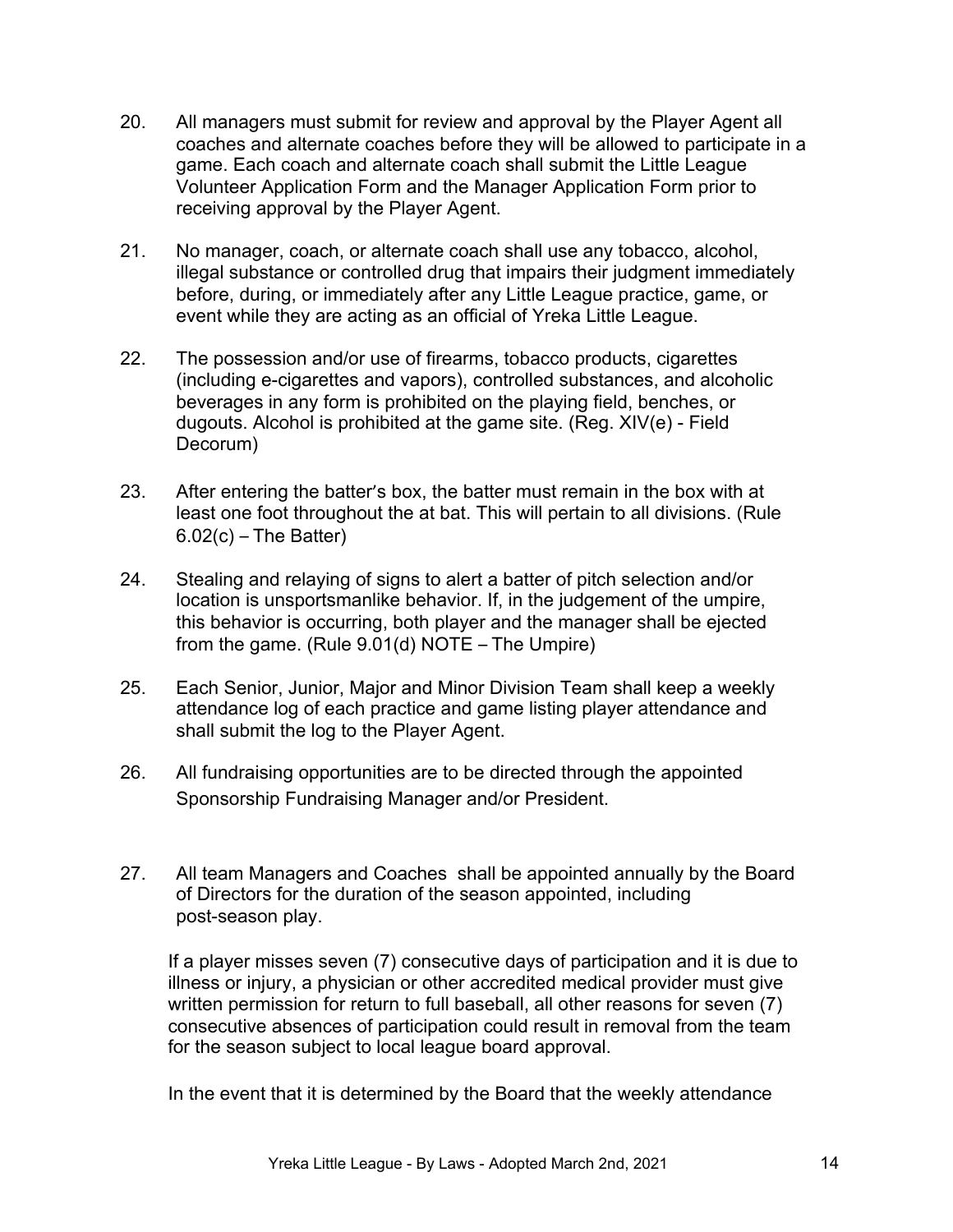20. All managers must submit for review and approval by the Player Agent all coaches and alternate coaches before they will be allowed to participate in a game. Each coach and alternate coach shall submit the Little League Volunteer Application Form and the Manager Application Form prior to receiving approval by the Player Agent.

21. No manager, coach, or alternate coach shall use any tobacco, alcohol, illegal substance or controlled drug that impairs their judgment immediately before, during, or immediately after any Little League practice, game, or event while they are acting as an official of Yreka Little League.

22. The possession and/or use of firearms, tobacco products, cigarettes (including e-cigarettes and vapors), controlled substances, and alcoholic beverages in any form is prohibited on the playing field, benches, or dugouts. Alcohol is prohibited at the game site. (Reg. XIV(e) - Field Decorum)

23. After entering the batter's box, the batter must remain in the box with at least one foot throughout the at bat. This will pertain to all divisions. (Rule 6.02(c) – The Batter)

24. Stealing and relaying of signs to alert a batter of pitch selection and/or location is unsportsmanlike behavior. If, in the judgement of the umpire, this behavior is occurring, both player and the manager shall be ejected from the game. (Rule 9.01(d) NOTE – The Umpire)

25. Each Senior, Junior, Major and Minor Division Team shall keep a weekly attendance log of each practice and game listing player attendance and shall submit the log to the Player Agent.

26. All fundraising opportunities are to be directed through the appointed Sponsorship Fundraising Manager and/or President.

27. All team Managers and Coaches shall be appointed annually by the Board of Directors for the duration of the season appointed, including post-season play.

    If a player misses seven (7) consecutive days of participation and it is due to illness or injury, a physician or other accredited medical provider must give written permission for return to full baseball, all other reasons for seven (7) consecutive absences of participation could result in removal from the team for the season subject to local league board approval.

    In the event that it is determined by the Board that the weekly attendance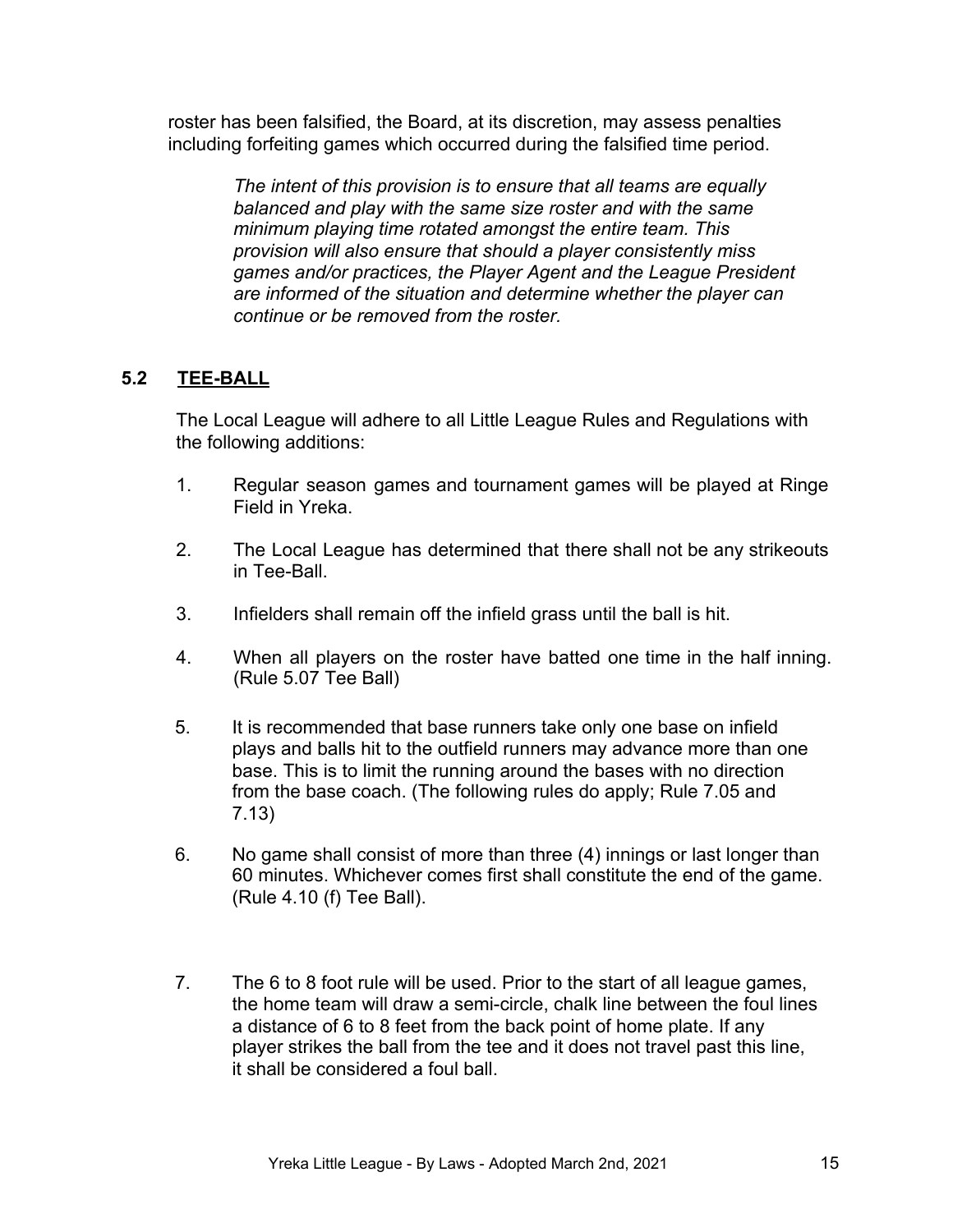roster has been falsified, the Board, at its discretion, may assess penalties including forfeiting games which occurred during the falsified time period.

*The intent of this provision is to ensure that all teams are equally balanced and play with the same size roster and with the same minimum playing time rotated amongst the entire team. This provision will also ensure that should a player consistently miss games and/or practices, the Player Agent and the League President are informed of the situation and determine whether the player can continue or be removed from the roster.*

## 5.2 TEE-BALL

The Local League will adhere to all Little League Rules and Regulations with the following additions:

1. Regular season games and tournament games will be played at Ringe Field in Yreka.
2. The Local League has determined that there shall not be any strikeouts in Tee-Ball.
3. Infielders shall remain off the infield grass until the ball is hit.
4. When all players on the roster have batted one time in the half inning. (Rule 5.07 Tee Ball)
5. It is recommended that base runners take only one base on infield plays and balls hit to the outfield runners may advance more than one base. This is to limit the running around the bases with no direction from the base coach. (The following rules do apply; Rule 7.05 and 7.13)
6. No game shall consist of more than three (4) innings or last longer than 60 minutes. Whichever comes first shall constitute the end of the game. (Rule 4.10 (f) Tee Ball).
7. The 6 to 8 foot rule will be used. Prior to the start of all league games, the home team will draw a semi-circle, chalk line between the foul lines a distance of 6 to 8 feet from the back point of home plate. If any player strikes the ball from the tee and it does not travel past this line, it shall be considered a foul ball.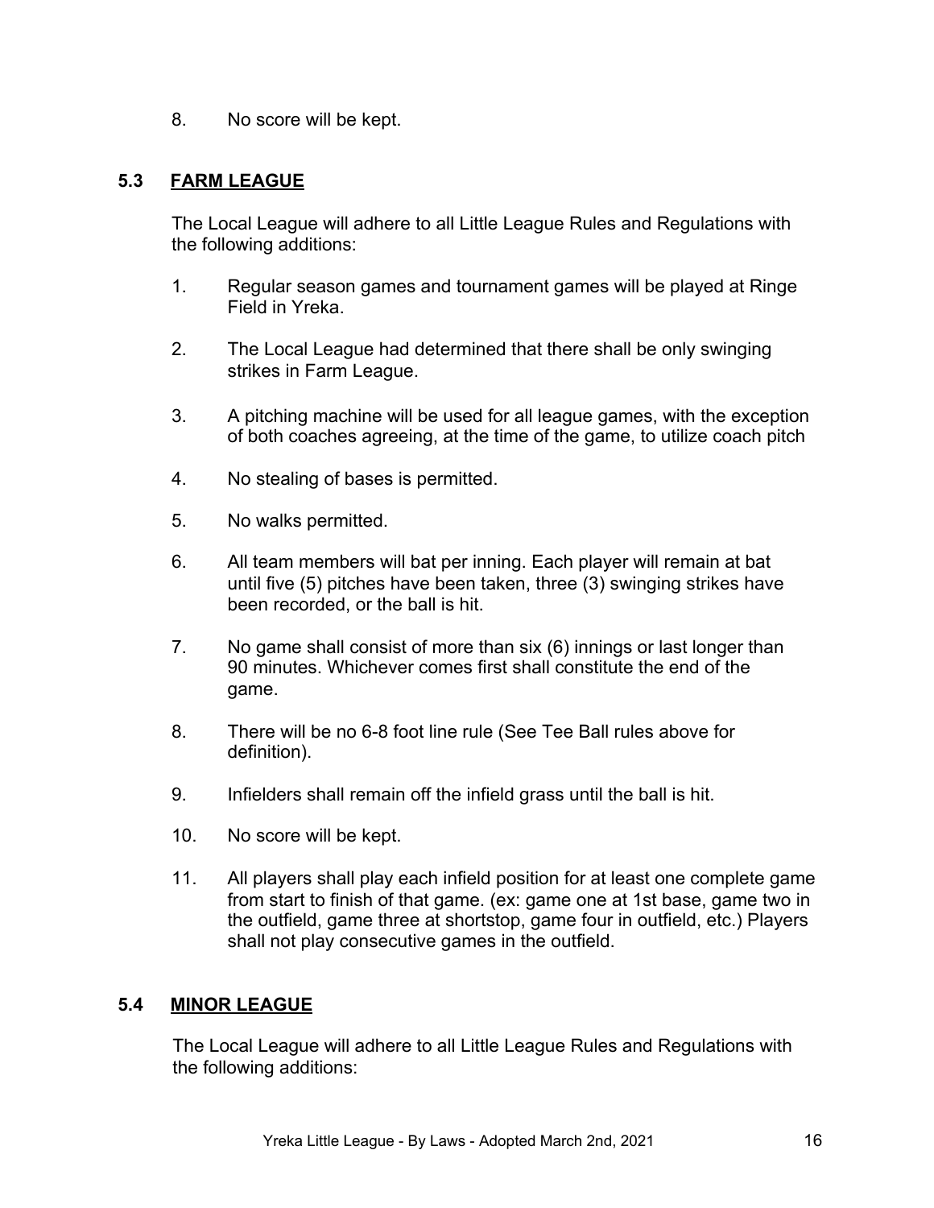8. No score will be kept.

## 5.3 FARM LEAGUE

The Local League will adhere to all Little League Rules and Regulations with the following additions:

1. Regular season games and tournament games will be played at Ringe Field in Yreka.
2. The Local League had determined that there shall be only swinging strikes in Farm League.
3. A pitching machine will be used for all league games, with the exception of both coaches agreeing, at the time of the game, to utilize coach pitch
4. No stealing of bases is permitted.
5. No walks permitted.
6. All team members will bat per inning. Each player will remain at bat until five (5) pitches have been taken, three (3) swinging strikes have been recorded, or the ball is hit.
7. No game shall consist of more than six (6) innings or last longer than 90 minutes. Whichever comes first shall constitute the end of the game.
8. There will be no 6-8 foot line rule (See Tee Ball rules above for definition).
9. Infielders shall remain off the infield grass until the ball is hit.
10. No score will be kept.
11. All players shall play each infield position for at least one complete game from start to finish of that game. (ex: game one at 1st base, game two in the outfield, game three at shortstop, game four in outfield, etc.) Players shall not play consecutive games in the outfield.

## 5.4 MINOR LEAGUE

The Local League will adhere to all Little League Rules and Regulations with the following additions: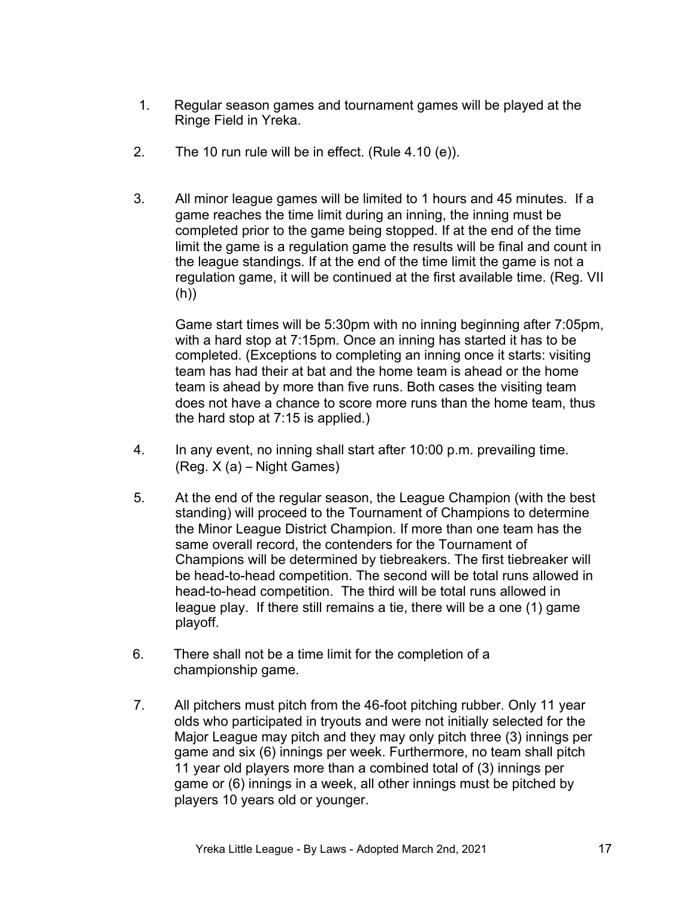1. Regular season games and tournament games will be played at the Ringe Field in Yreka.

2. The 10 run rule will be in effect. (Rule 4.10 (e)).

3. All minor league games will be limited to 1 hours and 45 minutes. If a game reaches the time limit during an inning, the inning must be completed prior to the game being stopped. If at the end of the time limit the game is a regulation game the results will be final and count in the league standings. If at the end of the time limit the game is not a regulation game, it will be continued at the first available time. (Reg. VII (h))

   Game start times will be 5:30pm with no inning beginning after 7:05pm, with a hard stop at 7:15pm. Once an inning has started it has to be completed. (Exceptions to completing an inning once it starts: visiting team has had their at bat and the home team is ahead or the home team is ahead by more than five runs. Both cases the visiting team does not have a chance to score more runs than the home team, thus the hard stop at 7:15 is applied.)

4. In any event, no inning shall start after 10:00 p.m. prevailing time. (Reg. X (a) – Night Games)

5. At the end of the regular season, the League Champion (with the best standing) will proceed to the Tournament of Champions to determine the Minor League District Champion. If more than one team has the same overall record, the contenders for the Tournament of Champions will be determined by tiebreakers. The first tiebreaker will be head-to-head competition. The second will be total runs allowed in head-to-head competition. The third will be total runs allowed in league play. If there still remains a tie, there will be a one (1) game playoff.

6. There shall not be a time limit for the completion of a championship game.

7. All pitchers must pitch from the 46-foot pitching rubber. Only 11 year olds who participated in tryouts and were not initially selected for the Major League may pitch and they may only pitch three (3) innings per game and six (6) innings per week. Furthermore, no team shall pitch 11 year old players more than a combined total of (3) innings per game or (6) innings in a week, all other innings must be pitched by players 10 years old or younger.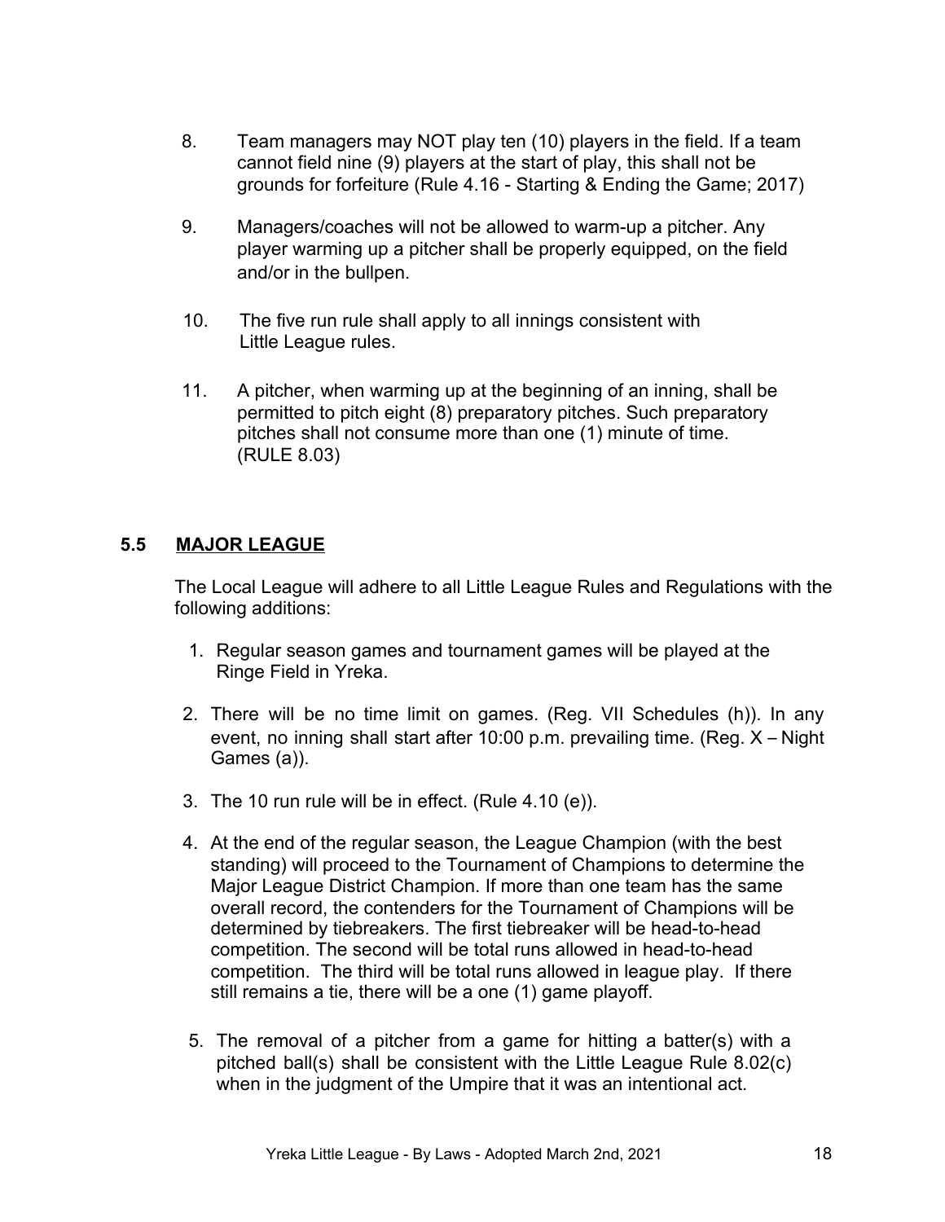8. Team managers may NOT play ten (10) players in the field. If a team cannot field nine (9) players at the start of play, this shall not be grounds for forfeiture (Rule 4.16 - Starting & Ending the Game; 2017)

9. Managers/coaches will not be allowed to warm-up a pitcher. Any player warming up a pitcher shall be properly equipped, on the field and/or in the bullpen.

10. The five run rule shall apply to all innings consistent with Little League rules.

11. A pitcher, when warming up at the beginning of an inning, shall be permitted to pitch eight (8) preparatory pitches. Such preparatory pitches shall not consume more than one (1) minute of time. (RULE 8.03)

## 5.5 MAJOR LEAGUE

The Local League will adhere to all Little League Rules and Regulations with the following additions:

1. Regular season games and tournament games will be played at the Ringe Field in Yreka.
2. There will be no time limit on games. (Reg. VII Schedules (h)). In any event, no inning shall start after 10:00 p.m. prevailing time. (Reg. X – Night Games (a)).
3. The 10 run rule will be in effect. (Rule 4.10 (e)).
4. At the end of the regular season, the League Champion (with the best standing) will proceed to the Tournament of Champions to determine the Major League District Champion. If more than one team has the same overall record, the contenders for the Tournament of Champions will be determined by tiebreakers. The first tiebreaker will be head-to-head competition. The second will be total runs allowed in head-to-head competition. The third will be total runs allowed in league play. If there still remains a tie, there will be a one (1) game playoff.
5. The removal of a pitcher from a game for hitting a batter(s) with a pitched ball(s) shall be consistent with the Little League Rule 8.02(c) when in the judgment of the Umpire that it was an intentional act.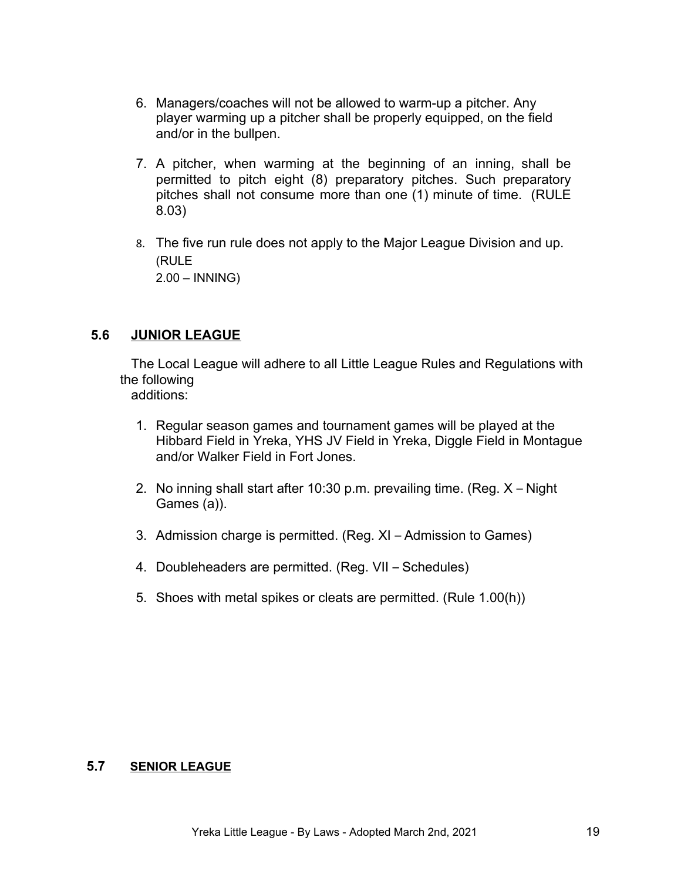6. Managers/coaches will not be allowed to warm-up a pitcher. Any player warming up a pitcher shall be properly equipped, on the field and/or in the bullpen.

7. A pitcher, when warming at the beginning of an inning, shall be permitted to pitch eight (8) preparatory pitches. Such preparatory pitches shall not consume more than one (1) minute of time. (RULE 8.03)

8. The five run rule does not apply to the Major League Division and up. (RULE 2.00 – INNING)

## 5.6 JUNIOR LEAGUE

The Local League will adhere to all Little League Rules and Regulations with the following additions:

1. Regular season games and tournament games will be played at the Hibbard Field in Yreka, YHS JV Field in Yreka, Diggle Field in Montague and/or Walker Field in Fort Jones.

2. No inning shall start after 10:30 p.m. prevailing time. (Reg. X – Night Games (a)).

3. Admission charge is permitted. (Reg. XI – Admission to Games)

4. Doubleheaders are permitted. (Reg. VII – Schedules)

5. Shoes with metal spikes or cleats are permitted. (Rule 1.00(h))

## 5.7 SENIOR LEAGUE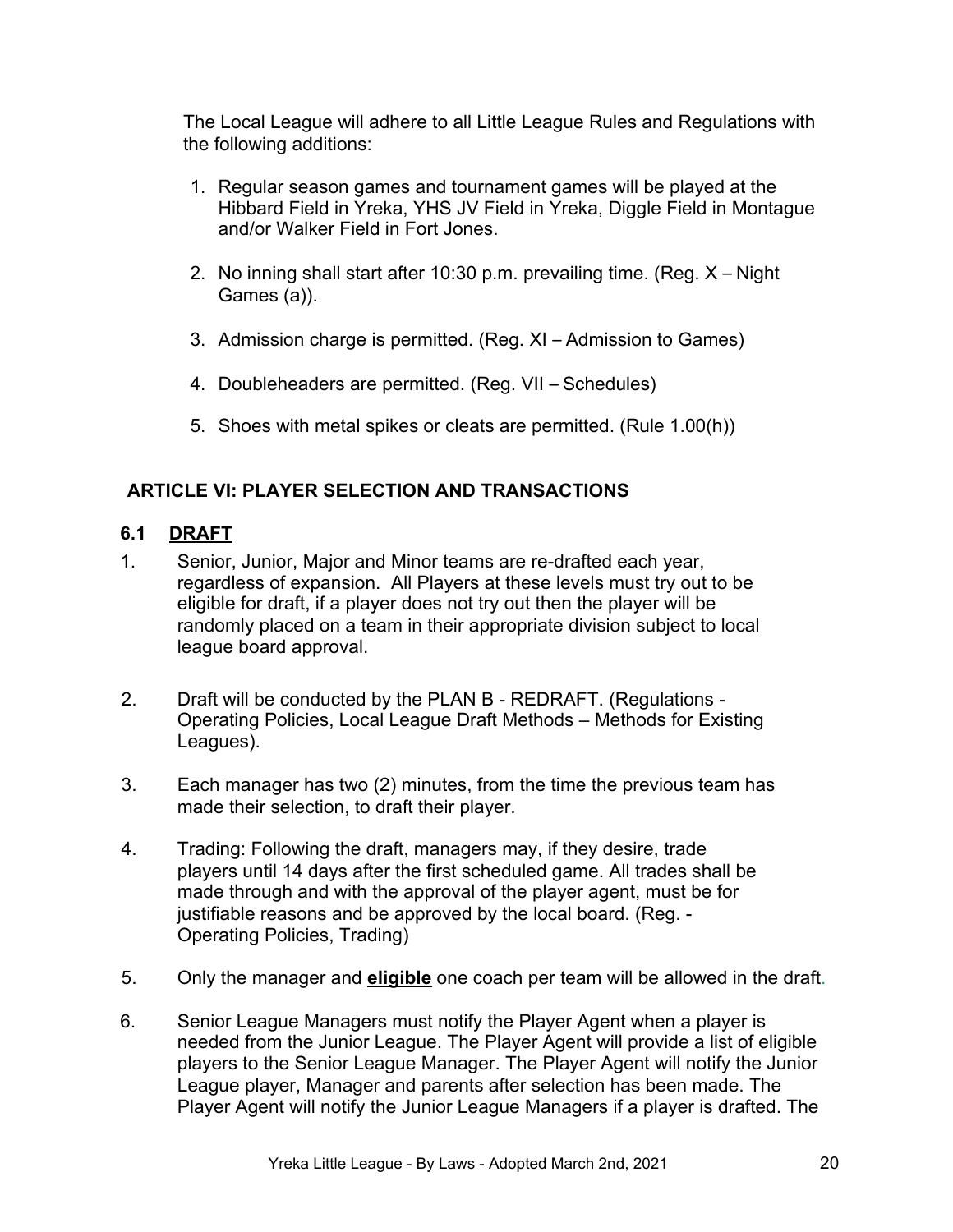The Local League will adhere to all Little League Rules and Regulations with the following additions:

1. Regular season games and tournament games will be played at the Hibbard Field in Yreka, YHS JV Field in Yreka, Diggle Field in Montague and/or Walker Field in Fort Jones.

2. No inning shall start after 10:30 p.m. prevailing time. (Reg. X – Night Games (a)).

3. Admission charge is permitted. (Reg. XI – Admission to Games)

4. Doubleheaders are permitted. (Reg. VII – Schedules)

5. Shoes with metal spikes or cleats are permitted. (Rule 1.00(h))

## ARTICLE VI: PLAYER SELECTION AND TRANSACTIONS

### 6.1 DRAFT

1. Senior, Junior, Major and Minor teams are re-drafted each year, regardless of expansion. All Players at these levels must try out to be eligible for draft, if a player does not try out then the player will be randomly placed on a team in their appropriate division subject to local league board approval.

2. Draft will be conducted by the PLAN B - REDRAFT. (Regulations - Operating Policies, Local League Draft Methods – Methods for Existing Leagues).

3. Each manager has two (2) minutes, from the time the previous team has made their selection, to draft their player.

4. Trading: Following the draft, managers may, if they desire, trade players until 14 days after the first scheduled game. All trades shall be made through and with the approval of the player agent, must be for justifiable reasons and be approved by the local board. (Reg. - Operating Policies, Trading)

5. Only the manager and **eligible** one coach per team will be allowed in the draft.

6. Senior League Managers must notify the Player Agent when a player is needed from the Junior League. The Player Agent will provide a list of eligible players to the Senior League Manager. The Player Agent will notify the Junior League player, Manager and parents after selection has been made. The Player Agent will notify the Junior League Managers if a player is drafted. The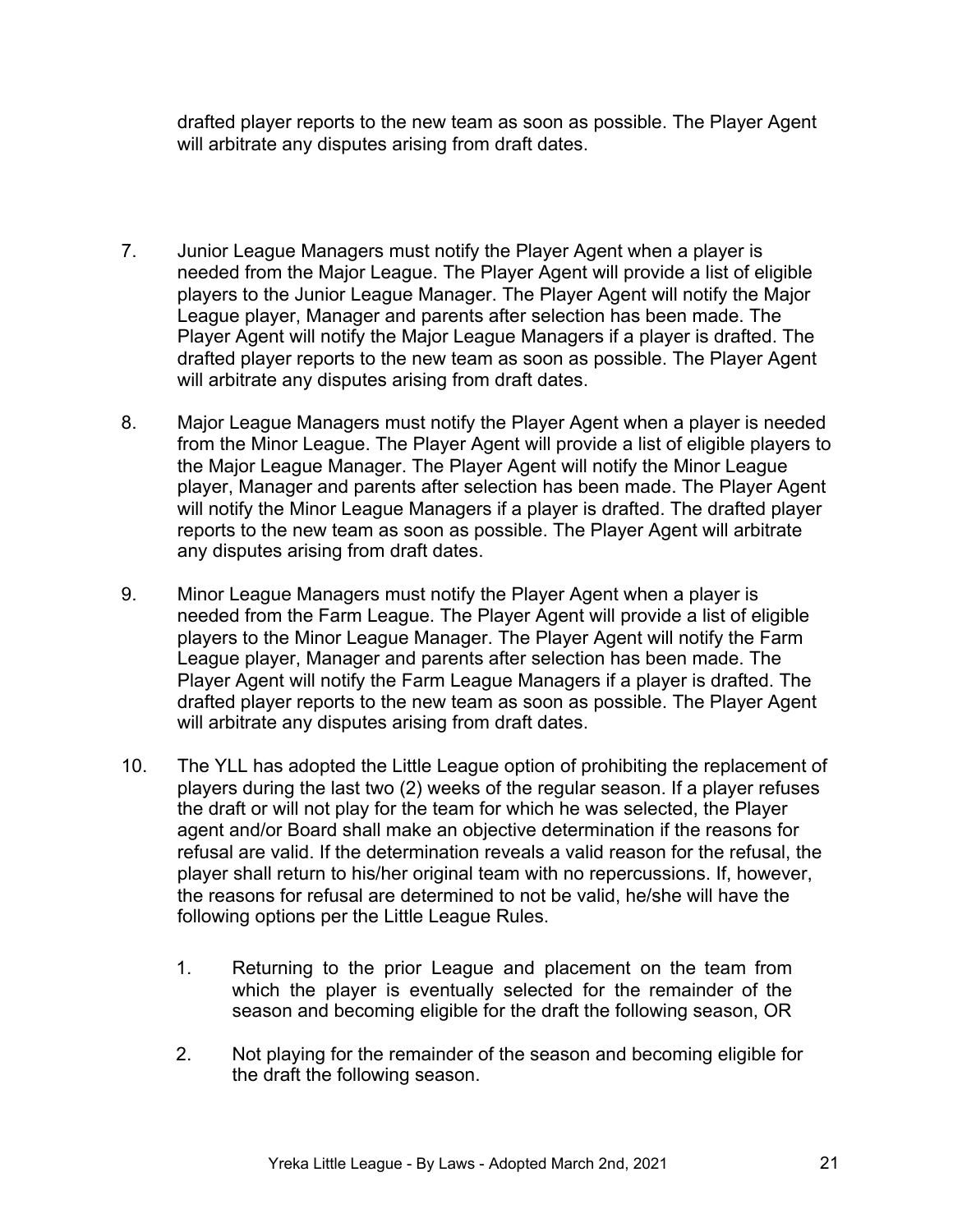drafted player reports to the new team as soon as possible. The Player Agent will arbitrate any disputes arising from draft dates.

7. Junior League Managers must notify the Player Agent when a player is needed from the Major League. The Player Agent will provide a list of eligible players to the Junior League Manager. The Player Agent will notify the Major League player, Manager and parents after selection has been made. The Player Agent will notify the Major League Managers if a player is drafted. The drafted player reports to the new team as soon as possible. The Player Agent will arbitrate any disputes arising from draft dates.

8. Major League Managers must notify the Player Agent when a player is needed from the Minor League. The Player Agent will provide a list of eligible players to the Major League Manager. The Player Agent will notify the Minor League player, Manager and parents after selection has been made. The Player Agent will notify the Minor League Managers if a player is drafted. The drafted player reports to the new team as soon as possible. The Player Agent will arbitrate any disputes arising from draft dates.

9. Minor League Managers must notify the Player Agent when a player is needed from the Farm League. The Player Agent will provide a list of eligible players to the Minor League Manager. The Player Agent will notify the Farm League player, Manager and parents after selection has been made. The Player Agent will notify the Farm League Managers if a player is drafted. The drafted player reports to the new team as soon as possible. The Player Agent will arbitrate any disputes arising from draft dates.

10. The YLL has adopted the Little League option of prohibiting the replacement of players during the last two (2) weeks of the regular season. If a player refuses the draft or will not play for the team for which he was selected, the Player agent and/or Board shall make an objective determination if the reasons for refusal are valid. If the determination reveals a valid reason for the refusal, the player shall return to his/her original team with no repercussions. If, however, the reasons for refusal are determined to not be valid, he/she will have the following options per the Little League Rules.

    1. Returning to the prior League and placement on the team from which the player is eventually selected for the remainder of the season and becoming eligible for the draft the following season, OR

    2. Not playing for the remainder of the season and becoming eligible for the draft the following season.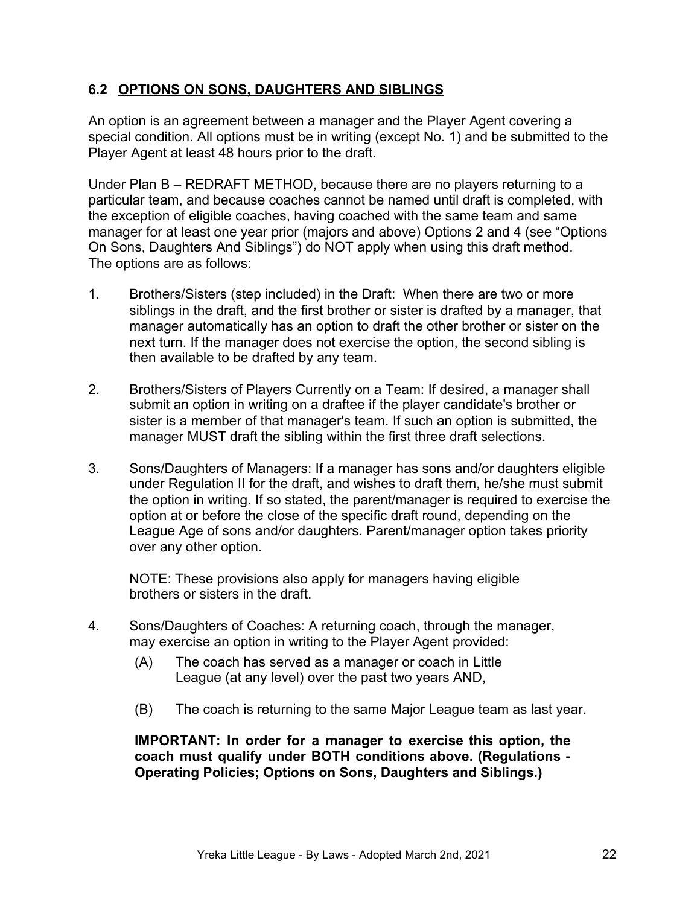### 6.2 OPTIONS ON SONS, DAUGHTERS AND SIBLINGS

An option is an agreement between a manager and the Player Agent covering a special condition. All options must be in writing (except No. 1) and be submitted to the Player Agent at least 48 hours prior to the draft.

Under Plan B – REDRAFT METHOD, because there are no players returning to a particular team, and because coaches cannot be named until draft is completed, with the exception of eligible coaches, having coached with the same team and same manager for at least one year prior (majors and above) Options 2 and 4 (see "Options On Sons, Daughters And Siblings") do NOT apply when using this draft method.
The options are as follows:

1. Brothers/Sisters (step included) in the Draft: When there are two or more siblings in the draft, and the first brother or sister is drafted by a manager, that manager automatically has an option to draft the other brother or sister on the next turn. If the manager does not exercise the option, the second sibling is then available to be drafted by any team.

2. Brothers/Sisters of Players Currently on a Team: If desired, a manager shall submit an option in writing on a draftee if the player candidate's brother or sister is a member of that manager's team. If such an option is submitted, the manager MUST draft the sibling within the first three draft selections.

3. Sons/Daughters of Managers: If a manager has sons and/or daughters eligible under Regulation II for the draft, and wishes to draft them, he/she must submit the option in writing. If so stated, the parent/manager is required to exercise the option at or before the close of the specific draft round, depending on the League Age of sons and/or daughters. Parent/manager option takes priority over any other option.

   NOTE: These provisions also apply for managers having eligible brothers or sisters in the draft.

4. Sons/Daughters of Coaches: A returning coach, through the manager, may exercise an option in writing to the Player Agent provided:

   (A) The coach has served as a manager or coach in Little League (at any level) over the past two years AND,

   (B) The coach is returning to the same Major League team as last year.

   **IMPORTANT: In order for a manager to exercise this option, the coach must qualify under BOTH conditions above. (Regulations - Operating Policies; Options on Sons, Daughters and Siblings.)**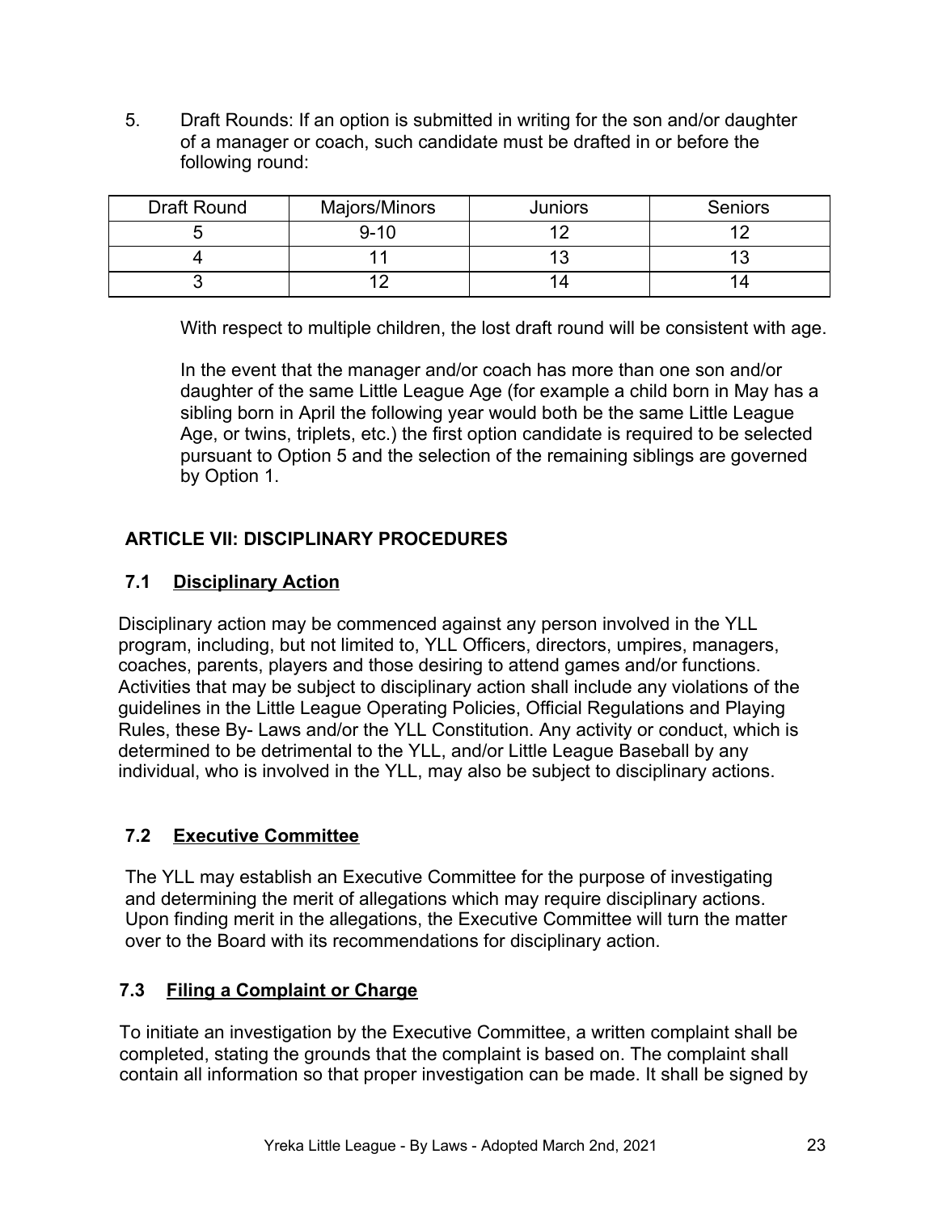5. Draft Rounds: If an option is submitted in writing for the son and/or daughter of a manager or coach, such candidate must be drafted in or before the following round:

| Draft Round | Majors/Minors | Juniors | Seniors |
|---|---|---|---|
| 5 | 9-10 | 12 | 12 |
| 4 | 11 | 13 | 13 |
| 3 | 12 | 14 | 14 |

With respect to multiple children, the lost draft round will be consistent with age.

In the event that the manager and/or coach has more than one son and/or daughter of the same Little League Age (for example a child born in May has a sibling born in April the following year would both be the same Little League Age, or twins, triplets, etc.) the first option candidate is required to be selected pursuant to Option 5 and the selection of the remaining siblings are governed by Option 1.

## ARTICLE VII: DISCIPLINARY PROCEDURES

### 7.1 Disciplinary Action

Disciplinary action may be commenced against any person involved in the YLL program, including, but not limited to, YLL Officers, directors, umpires, managers, coaches, parents, players and those desiring to attend games and/or functions. Activities that may be subject to disciplinary action shall include any violations of the guidelines in the Little League Operating Policies, Official Regulations and Playing Rules, these By- Laws and/or the YLL Constitution. Any activity or conduct, which is determined to be detrimental to the YLL, and/or Little League Baseball by any individual, who is involved in the YLL, may also be subject to disciplinary actions.

### 7.2 Executive Committee

The YLL may establish an Executive Committee for the purpose of investigating and determining the merit of allegations which may require disciplinary actions. Upon finding merit in the allegations, the Executive Committee will turn the matter over to the Board with its recommendations for disciplinary action.

### 7.3 Filing a Complaint or Charge

To initiate an investigation by the Executive Committee, a written complaint shall be completed, stating the grounds that the complaint is based on. The complaint shall contain all information so that proper investigation can be made. It shall be signed by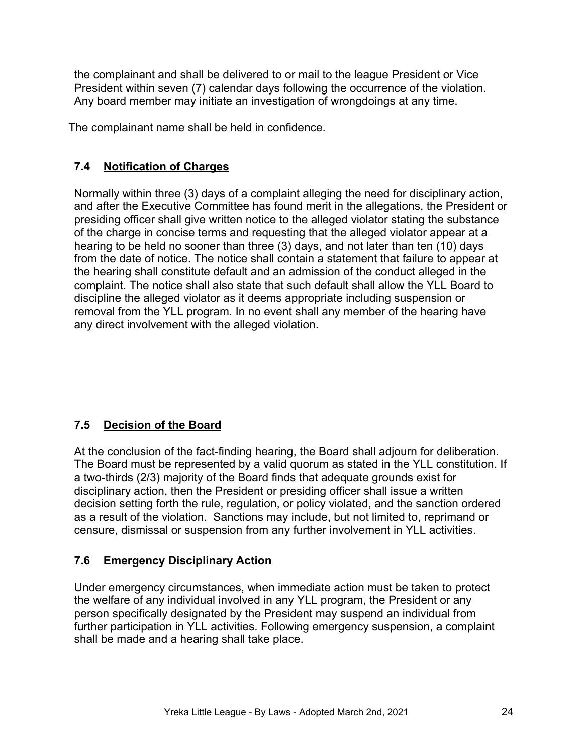the complainant and shall be delivered to or mail to the league President or Vice President within seven (7) calendar days following the occurrence of the violation. Any board member may initiate an investigation of wrongdoings at any time.

The complainant name shall be held in confidence.

### 7.4 Notification of Charges

Normally within three (3) days of a complaint alleging the need for disciplinary action, and after the Executive Committee has found merit in the allegations, the President or presiding officer shall give written notice to the alleged violator stating the substance of the charge in concise terms and requesting that the alleged violator appear at a hearing to be held no sooner than three (3) days, and not later than ten (10) days from the date of notice. The notice shall contain a statement that failure to appear at the hearing shall constitute default and an admission of the conduct alleged in the complaint. The notice shall also state that such default shall allow the YLL Board to discipline the alleged violator as it deems appropriate including suspension or removal from the YLL program. In no event shall any member of the hearing have any direct involvement with the alleged violation.

### 7.5 Decision of the Board

At the conclusion of the fact-finding hearing, the Board shall adjourn for deliberation. The Board must be represented by a valid quorum as stated in the YLL constitution. If a two-thirds (2/3) majority of the Board finds that adequate grounds exist for disciplinary action, then the President or presiding officer shall issue a written decision setting forth the rule, regulation, or policy violated, and the sanction ordered as a result of the violation. Sanctions may include, but not limited to, reprimand or censure, dismissal or suspension from any further involvement in YLL activities.

### 7.6 Emergency Disciplinary Action

Under emergency circumstances, when immediate action must be taken to protect the welfare of any individual involved in any YLL program, the President or any person specifically designated by the President may suspend an individual from further participation in YLL activities. Following emergency suspension, a complaint shall be made and a hearing shall take place.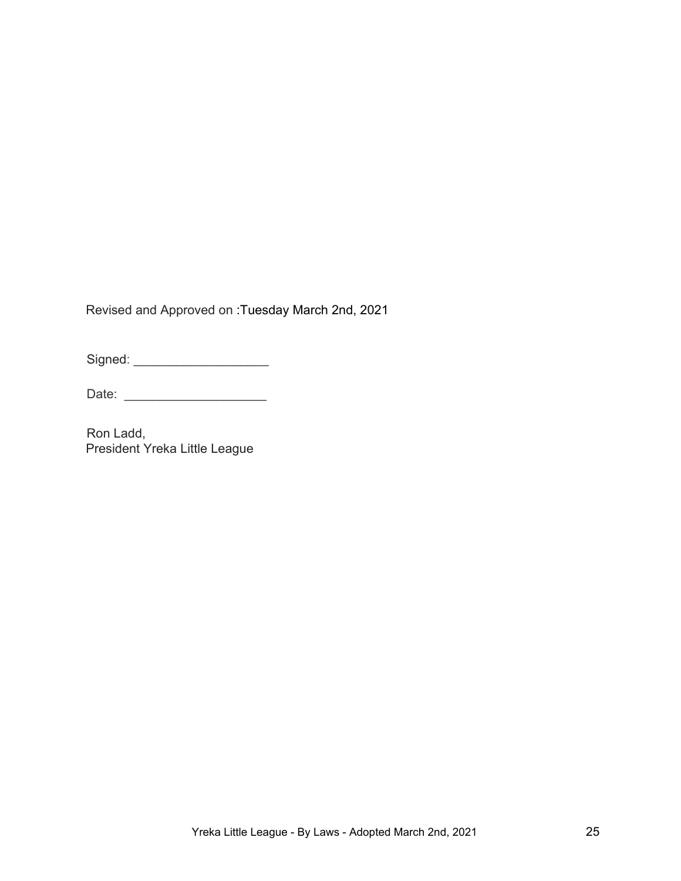Revised and Approved on :Tuesday March 2nd, 2021

Signed: ___________________

Date: ____________________

Ron Ladd,
President Yreka Little League